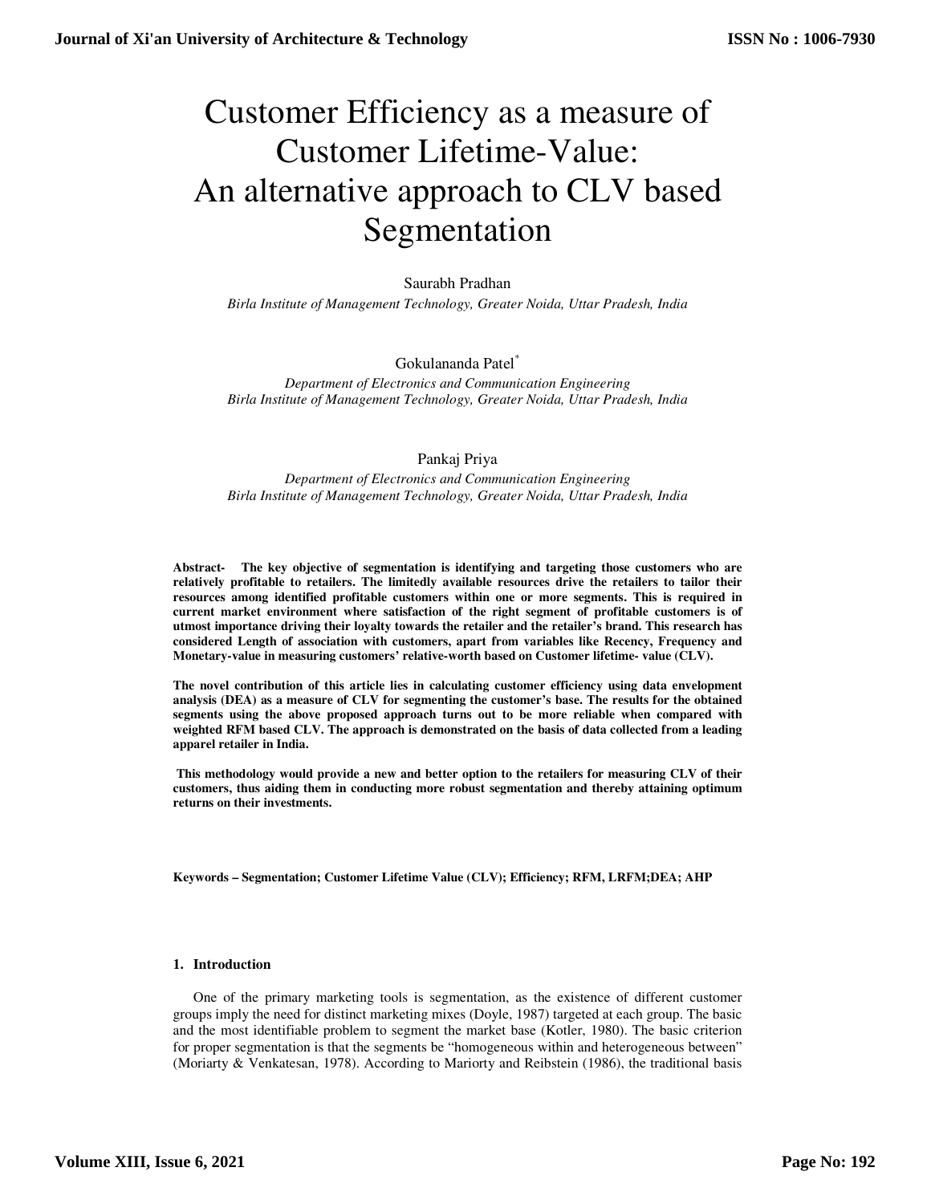# Customer Efficiency as a measure of Customer Lifetime-Value: An alternative approach to CLV based Segmentation

Saurabh Pradhan

*Birla Institute of Management Technology, Greater Noida, Uttar Pradesh, India*

Gokulananda Patel*

*Department of Electronics and Communication Engineering*
*Birla Institute of Management Technology, Greater Noida, Uttar Pradesh, India*

Pankaj Priya

*Department of Electronics and Communication Engineering*
*Birla Institute of Management Technology, Greater Noida, Uttar Pradesh, India*

**Abstract- The key objective of segmentation is identifying and targeting those customers who are relatively profitable to retailers. The limitedly available resources drive the retailers to tailor their resources among identified profitable customers within one or more segments. This is required in current market environment where satisfaction of the right segment of profitable customers is of utmost importance driving their loyalty towards the retailer and the retailer's brand. This research has considered Length of association with customers, apart from variables like Recency, Frequency and Monetary-value in measuring customers' relative-worth based on Customer lifetime- value (CLV).**

**The novel contribution of this article lies in calculating customer efficiency using data envelopment analysis (DEA) as a measure of CLV for segmenting the customer's base. The results for the obtained segments using the above proposed approach turns out to be more reliable when compared with weighted RFM based CLV. The approach is demonstrated on the basis of data collected from a leading apparel retailer in India.**

**This methodology would provide a new and better option to the retailers for measuring CLV of their customers, thus aiding them in conducting more robust segmentation and thereby attaining optimum returns on their investments.**

**Keywords – Segmentation; Customer Lifetime Value (CLV); Efficiency; RFM, LRFM;DEA; AHP**

## 1. Introduction

One of the primary marketing tools is segmentation, as the existence of different customer groups imply the need for distinct marketing mixes (Doyle, 1987) targeted at each group. The basic and the most identifiable problem to segment the market base (Kotler, 1980). The basic criterion for proper segmentation is that the segments be "homogeneous within and heterogeneous between" (Moriarty & Venkatesan, 1978). According to Mariorty and Reibstein (1986), the traditional basis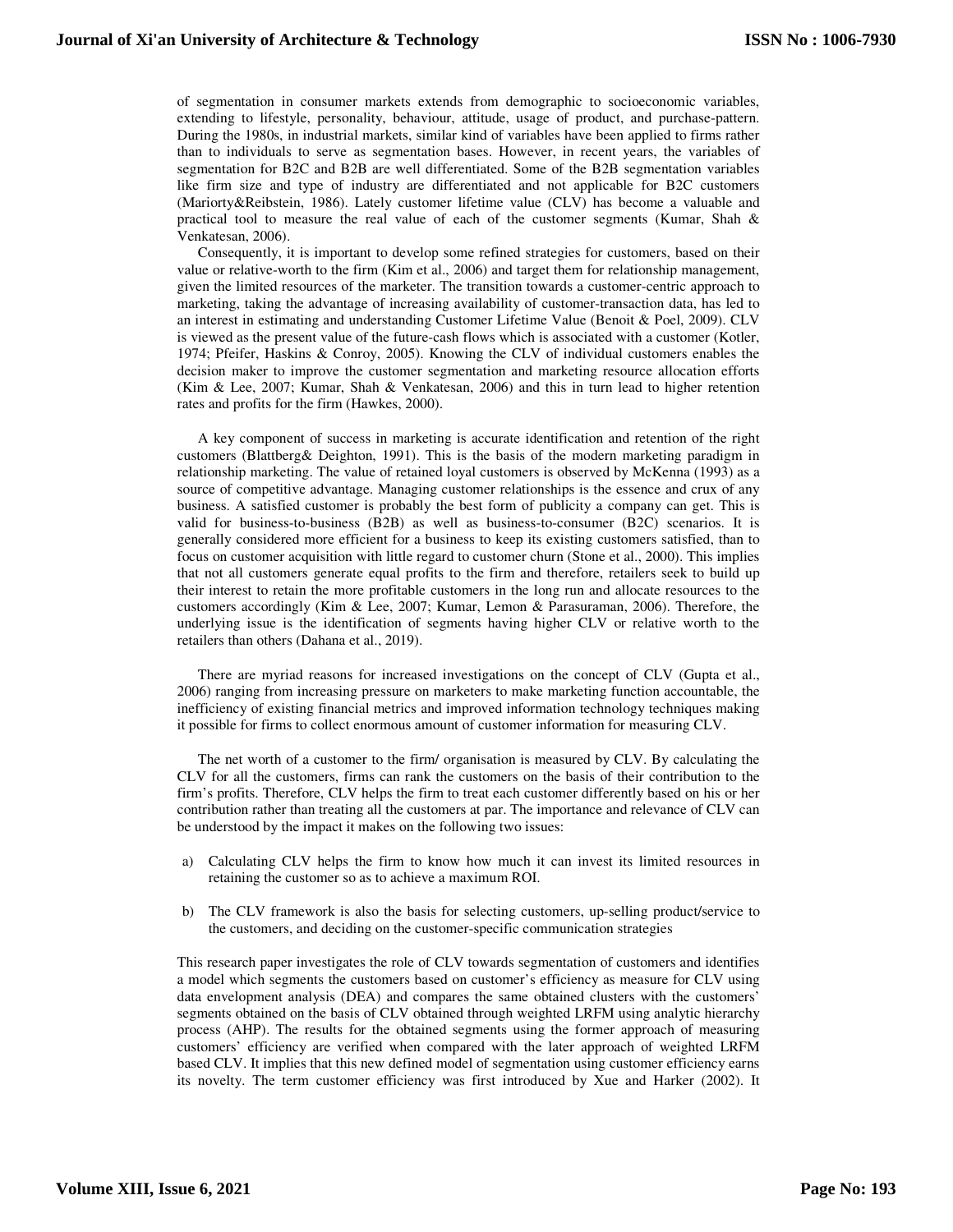of segmentation in consumer markets extends from demographic to socioeconomic variables, extending to lifestyle, personality, behaviour, attitude, usage of product, and purchase-pattern. During the 1980s, in industrial markets, similar kind of variables have been applied to firms rather than to individuals to serve as segmentation bases. However, in recent years, the variables of segmentation for B2C and B2B are well differentiated. Some of the B2B segmentation variables like firm size and type of industry are differentiated and not applicable for B2C customers (Mariorty&Reibstein, 1986). Lately customer lifetime value (CLV) has become a valuable and practical tool to measure the real value of each of the customer segments (Kumar, Shah & Venkatesan, 2006).

Consequently, it is important to develop some refined strategies for customers, based on their value or relative-worth to the firm (Kim et al., 2006) and target them for relationship management, given the limited resources of the marketer. The transition towards a customer-centric approach to marketing, taking the advantage of increasing availability of customer-transaction data, has led to an interest in estimating and understanding Customer Lifetime Value (Benoit & Poel, 2009). CLV is viewed as the present value of the future-cash flows which is associated with a customer (Kotler, 1974; Pfeifer, Haskins & Conroy, 2005). Knowing the CLV of individual customers enables the decision maker to improve the customer segmentation and marketing resource allocation efforts (Kim & Lee, 2007; Kumar, Shah & Venkatesan, 2006) and this in turn lead to higher retention rates and profits for the firm (Hawkes, 2000).

A key component of success in marketing is accurate identification and retention of the right customers (Blattberg& Deighton, 1991). This is the basis of the modern marketing paradigm in relationship marketing. The value of retained loyal customers is observed by McKenna (1993) as a source of competitive advantage. Managing customer relationships is the essence and crux of any business. A satisfied customer is probably the best form of publicity a company can get. This is valid for business-to-business (B2B) as well as business-to-consumer (B2C) scenarios. It is generally considered more efficient for a business to keep its existing customers satisfied, than to focus on customer acquisition with little regard to customer churn (Stone et al., 2000). This implies that not all customers generate equal profits to the firm and therefore, retailers seek to build up their interest to retain the more profitable customers in the long run and allocate resources to the customers accordingly (Kim & Lee, 2007; Kumar, Lemon & Parasuraman, 2006). Therefore, the underlying issue is the identification of segments having higher CLV or relative worth to the retailers than others (Dahana et al., 2019).

There are myriad reasons for increased investigations on the concept of CLV (Gupta et al., 2006) ranging from increasing pressure on marketers to make marketing function accountable, the inefficiency of existing financial metrics and improved information technology techniques making it possible for firms to collect enormous amount of customer information for measuring CLV.

The net worth of a customer to the firm/ organisation is measured by CLV. By calculating the CLV for all the customers, firms can rank the customers on the basis of their contribution to the firm's profits. Therefore, CLV helps the firm to treat each customer differently based on his or her contribution rather than treating all the customers at par. The importance and relevance of CLV can be understood by the impact it makes on the following two issues:

a) Calculating CLV helps the firm to know how much it can invest its limited resources in retaining the customer so as to achieve a maximum ROI.

b) The CLV framework is also the basis for selecting customers, up-selling product/service to the customers, and deciding on the customer-specific communication strategies

This research paper investigates the role of CLV towards segmentation of customers and identifies a model which segments the customers based on customer's efficiency as measure for CLV using data envelopment analysis (DEA) and compares the same obtained clusters with the customers' segments obtained on the basis of CLV obtained through weighted LRFM using analytic hierarchy process (AHP). The results for the obtained segments using the former approach of measuring customers' efficiency are verified when compared with the later approach of weighted LRFM based CLV. It implies that this new defined model of segmentation using customer efficiency earns its novelty. The term customer efficiency was first introduced by Xue and Harker (2002). It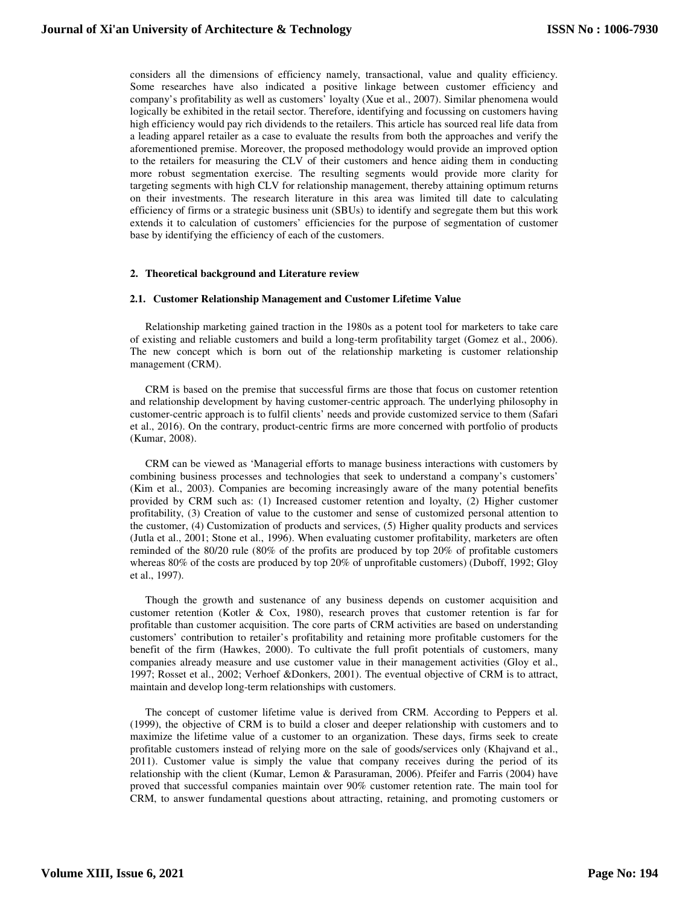considers all the dimensions of efficiency namely, transactional, value and quality efficiency. Some researches have also indicated a positive linkage between customer efficiency and company's profitability as well as customers' loyalty (Xue et al., 2007). Similar phenomena would logically be exhibited in the retail sector. Therefore, identifying and focussing on customers having high efficiency would pay rich dividends to the retailers. This article has sourced real life data from a leading apparel retailer as a case to evaluate the results from both the approaches and verify the aforementioned premise. Moreover, the proposed methodology would provide an improved option to the retailers for measuring the CLV of their customers and hence aiding them in conducting more robust segmentation exercise. The resulting segments would provide more clarity for targeting segments with high CLV for relationship management, thereby attaining optimum returns on their investments. The research literature in this area was limited till date to calculating efficiency of firms or a strategic business unit (SBUs) to identify and segregate them but this work extends it to calculation of customers' efficiencies for the purpose of segmentation of customer base by identifying the efficiency of each of the customers.

## 2. Theoretical background and Literature review

### 2.1. Customer Relationship Management and Customer Lifetime Value

Relationship marketing gained traction in the 1980s as a potent tool for marketers to take care of existing and reliable customers and build a long-term profitability target (Gomez et al., 2006). The new concept which is born out of the relationship marketing is customer relationship management (CRM).

CRM is based on the premise that successful firms are those that focus on customer retention and relationship development by having customer-centric approach. The underlying philosophy in customer-centric approach is to fulfil clients' needs and provide customized service to them (Safari et al., 2016). On the contrary, product-centric firms are more concerned with portfolio of products (Kumar, 2008).

CRM can be viewed as 'Managerial efforts to manage business interactions with customers by combining business processes and technologies that seek to understand a company's customers' (Kim et al., 2003). Companies are becoming increasingly aware of the many potential benefits provided by CRM such as: (1) Increased customer retention and loyalty, (2) Higher customer profitability, (3) Creation of value to the customer and sense of customized personal attention to the customer, (4) Customization of products and services, (5) Higher quality products and services (Jutla et al., 2001; Stone et al., 1996). When evaluating customer profitability, marketers are often reminded of the 80/20 rule (80% of the profits are produced by top 20% of profitable customers whereas 80% of the costs are produced by top 20% of unprofitable customers) (Duboff, 1992; Gloy et al., 1997).

Though the growth and sustenance of any business depends on customer acquisition and customer retention (Kotler & Cox, 1980), research proves that customer retention is far for profitable than customer acquisition. The core parts of CRM activities are based on understanding customers' contribution to retailer's profitability and retaining more profitable customers for the benefit of the firm (Hawkes, 2000). To cultivate the full profit potentials of customers, many companies already measure and use customer value in their management activities (Gloy et al., 1997; Rosset et al., 2002; Verhoef &Donkers, 2001). The eventual objective of CRM is to attract, maintain and develop long-term relationships with customers.

The concept of customer lifetime value is derived from CRM. According to Peppers et al. (1999), the objective of CRM is to build a closer and deeper relationship with customers and to maximize the lifetime value of a customer to an organization. These days, firms seek to create profitable customers instead of relying more on the sale of goods/services only (Khajvand et al., 2011). Customer value is simply the value that company receives during the period of its relationship with the client (Kumar, Lemon & Parasuraman, 2006). Pfeifer and Farris (2004) have proved that successful companies maintain over 90% customer retention rate. The main tool for CRM, to answer fundamental questions about attracting, retaining, and promoting customers or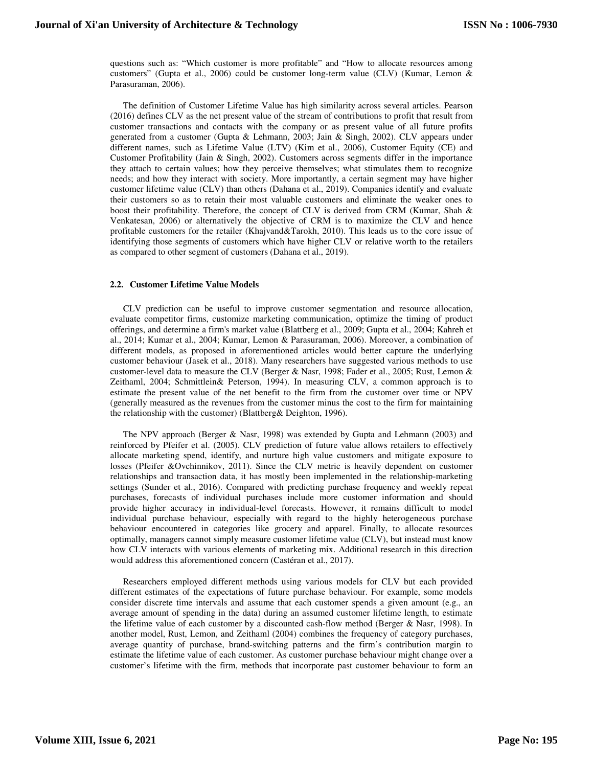questions such as: "Which customer is more profitable" and "How to allocate resources among customers" (Gupta et al., 2006) could be customer long-term value (CLV) (Kumar, Lemon & Parasuraman, 2006).

The definition of Customer Lifetime Value has high similarity across several articles. Pearson (2016) defines CLV as the net present value of the stream of contributions to profit that result from customer transactions and contacts with the company or as present value of all future profits generated from a customer (Gupta & Lehmann, 2003; Jain & Singh, 2002). CLV appears under different names, such as Lifetime Value (LTV) (Kim et al., 2006), Customer Equity (CE) and Customer Profitability (Jain & Singh, 2002). Customers across segments differ in the importance they attach to certain values; how they perceive themselves; what stimulates them to recognize needs; and how they interact with society. More importantly, a certain segment may have higher customer lifetime value (CLV) than others (Dahana et al., 2019). Companies identify and evaluate their customers so as to retain their most valuable customers and eliminate the weaker ones to boost their profitability. Therefore, the concept of CLV is derived from CRM (Kumar, Shah & Venkatesan, 2006) or alternatively the objective of CRM is to maximize the CLV and hence profitable customers for the retailer (Khajvand&Tarokh, 2010). This leads us to the core issue of identifying those segments of customers which have higher CLV or relative worth to the retailers as compared to other segment of customers (Dahana et al., 2019).

### 2.2. Customer Lifetime Value Models

CLV prediction can be useful to improve customer segmentation and resource allocation, evaluate competitor firms, customize marketing communication, optimize the timing of product offerings, and determine a firm's market value (Blattberg et al., 2009; Gupta et al., 2004; Kahreh et al., 2014; Kumar et al., 2004; Kumar, Lemon & Parasuraman, 2006). Moreover, a combination of different models, as proposed in aforementioned articles would better capture the underlying customer behaviour (Jasek et al., 2018). Many researchers have suggested various methods to use customer-level data to measure the CLV (Berger & Nasr, 1998; Fader et al., 2005; Rust, Lemon & Zeithaml, 2004; Schmittlein& Peterson, 1994). In measuring CLV, a common approach is to estimate the present value of the net benefit to the firm from the customer over time or NPV (generally measured as the revenues from the customer minus the cost to the firm for maintaining the relationship with the customer) (Blattberg& Deighton, 1996).

The NPV approach (Berger & Nasr, 1998) was extended by Gupta and Lehmann (2003) and reinforced by Pfeifer et al. (2005). CLV prediction of future value allows retailers to effectively allocate marketing spend, identify, and nurture high value customers and mitigate exposure to losses (Pfeifer &Ovchinnikov, 2011). Since the CLV metric is heavily dependent on customer relationships and transaction data, it has mostly been implemented in the relationship-marketing settings (Sunder et al., 2016). Compared with predicting purchase frequency and weekly repeat purchases, forecasts of individual purchases include more customer information and should provide higher accuracy in individual-level forecasts. However, it remains difficult to model individual purchase behaviour, especially with regard to the highly heterogeneous purchase behaviour encountered in categories like grocery and apparel. Finally, to allocate resources optimally, managers cannot simply measure customer lifetime value (CLV), but instead must know how CLV interacts with various elements of marketing mix. Additional research in this direction would address this aforementioned concern (Castéran et al., 2017).

Researchers employed different methods using various models for CLV but each provided different estimates of the expectations of future purchase behaviour. For example, some models consider discrete time intervals and assume that each customer spends a given amount (e.g., an average amount of spending in the data) during an assumed customer lifetime length, to estimate the lifetime value of each customer by a discounted cash-flow method (Berger & Nasr, 1998). In another model, Rust, Lemon, and Zeithaml (2004) combines the frequency of category purchases, average quantity of purchase, brand-switching patterns and the firm's contribution margin to estimate the lifetime value of each customer. As customer purchase behaviour might change over a customer's lifetime with the firm, methods that incorporate past customer behaviour to form an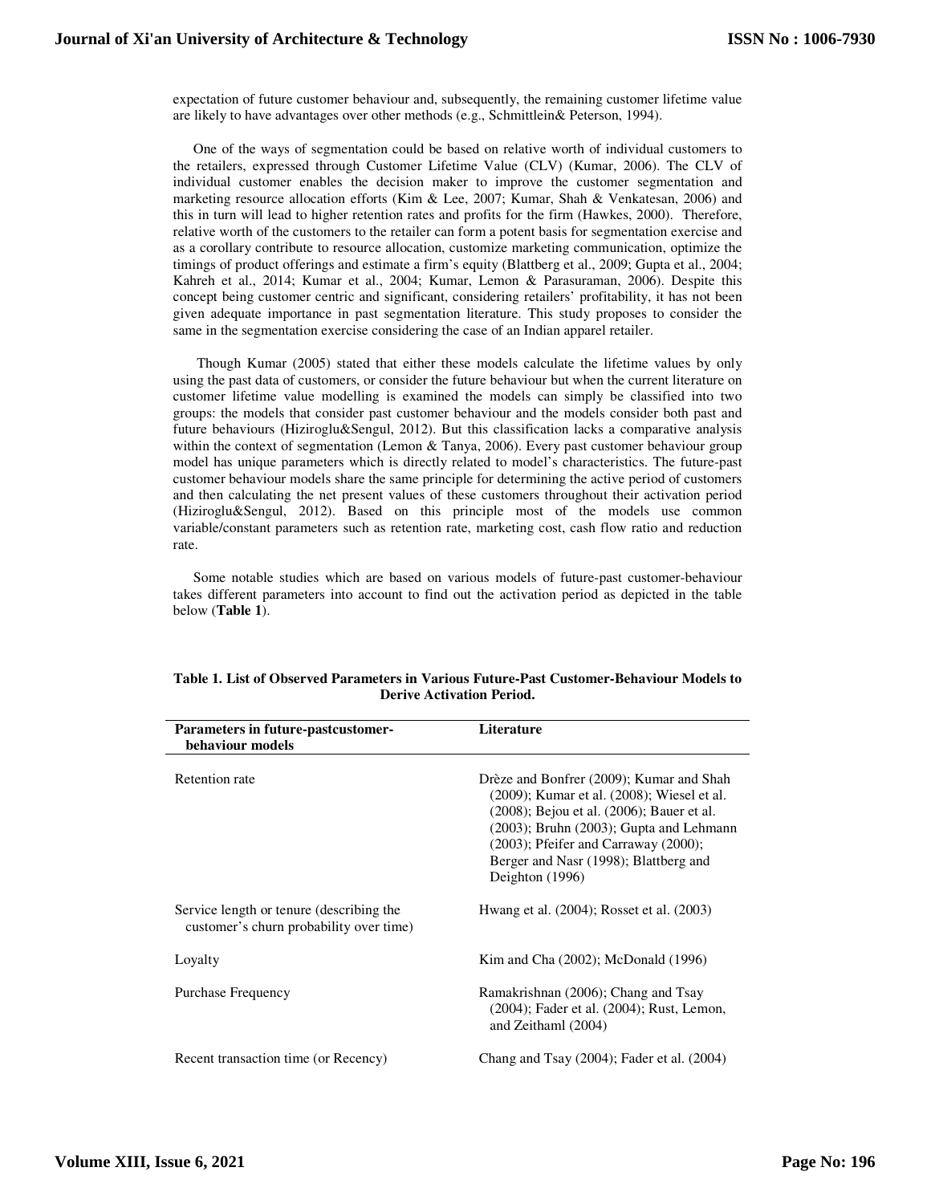expectation of future customer behaviour and, subsequently, the remaining customer lifetime value are likely to have advantages over other methods (e.g., Schmittlein& Peterson, 1994).

One of the ways of segmentation could be based on relative worth of individual customers to the retailers, expressed through Customer Lifetime Value (CLV) (Kumar, 2006). The CLV of individual customer enables the decision maker to improve the customer segmentation and marketing resource allocation efforts (Kim & Lee, 2007; Kumar, Shah & Venkatesan, 2006) and this in turn will lead to higher retention rates and profits for the firm (Hawkes, 2000). Therefore, relative worth of the customers to the retailer can form a potent basis for segmentation exercise and as a corollary contribute to resource allocation, customize marketing communication, optimize the timings of product offerings and estimate a firm's equity (Blattberg et al., 2009; Gupta et al., 2004; Kahreh et al., 2014; Kumar et al., 2004; Kumar, Lemon & Parasuraman, 2006). Despite this concept being customer centric and significant, considering retailers' profitability, it has not been given adequate importance in past segmentation literature. This study proposes to consider the same in the segmentation exercise considering the case of an Indian apparel retailer.

Though Kumar (2005) stated that either these models calculate the lifetime values by only using the past data of customers, or consider the future behaviour but when the current literature on customer lifetime value modelling is examined the models can simply be classified into two groups: the models that consider past customer behaviour and the models consider both past and future behaviours (Hiziroglu&Sengul, 2012). But this classification lacks a comparative analysis within the context of segmentation (Lemon & Tanya, 2006). Every past customer behaviour group model has unique parameters which is directly related to model's characteristics. The future-past customer behaviour models share the same principle for determining the active period of customers and then calculating the net present values of these customers throughout their activation period (Hiziroglu&Sengul, 2012). Based on this principle most of the models use common variable/constant parameters such as retention rate, marketing cost, cash flow ratio and reduction rate.

Some notable studies which are based on various models of future-past customer-behaviour takes different parameters into account to find out the activation period as depicted in the table below (**Table 1**).

**Table 1. List of Observed Parameters in Various Future-Past Customer-Behaviour Models to Derive Activation Period.**

| Parameters in future-pastcustomer-behaviour models | Literature |
|---|---|
| Retention rate | Drèze and Bonfrer (2009); Kumar and Shah (2009); Kumar et al. (2008); Wiesel et al. (2008); Bejou et al. (2006); Bauer et al. (2003); Bruhn (2003); Gupta and Lehmann (2003); Pfeifer and Carraway (2000); Berger and Nasr (1998); Blattberg and Deighton (1996) |
| Service length or tenure (describing the customer's churn probability over time) | Hwang et al. (2004); Rosset et al. (2003) |
| Loyalty | Kim and Cha (2002); McDonald (1996) |
| Purchase Frequency | Ramakrishnan (2006); Chang and Tsay (2004); Fader et al. (2004); Rust, Lemon, and Zeithaml (2004) |
| Recent transaction time (or Recency) | Chang and Tsay (2004); Fader et al. (2004) |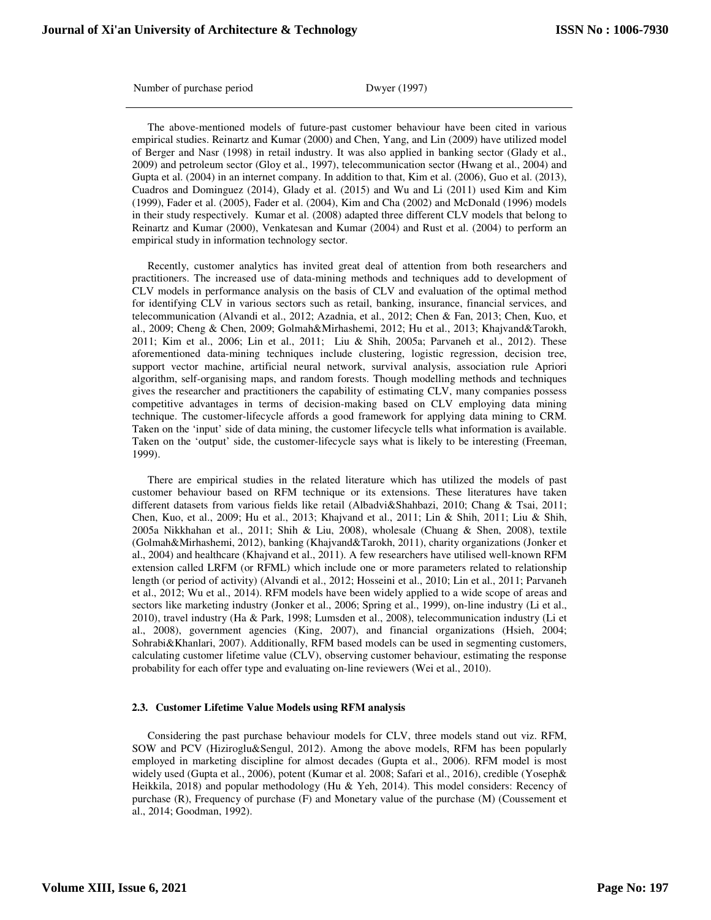| Number of purchase period | Dwyer (1997) |
| --- | --- |

The above-mentioned models of future-past customer behaviour have been cited in various empirical studies. Reinartz and Kumar (2000) and Chen, Yang, and Lin (2009) have utilized model of Berger and Nasr (1998) in retail industry. It was also applied in banking sector (Glady et al., 2009) and petroleum sector (Gloy et al., 1997), telecommunication sector (Hwang et al., 2004) and Gupta et al. (2004) in an internet company. In addition to that, Kim et al. (2006), Guo et al. (2013), Cuadros and Dominguez (2014), Glady et al. (2015) and Wu and Li (2011) used Kim and Kim (1999), Fader et al. (2005), Fader et al. (2004), Kim and Cha (2002) and McDonald (1996) models in their study respectively. Kumar et al. (2008) adapted three different CLV models that belong to Reinartz and Kumar (2000), Venkatesan and Kumar (2004) and Rust et al. (2004) to perform an empirical study in information technology sector.

Recently, customer analytics has invited great deal of attention from both researchers and practitioners. The increased use of data-mining methods and techniques add to development of CLV models in performance analysis on the basis of CLV and evaluation of the optimal method for identifying CLV in various sectors such as retail, banking, insurance, financial services, and telecommunication (Alvandi et al., 2012; Azadnia, et al., 2012; Chen & Fan, 2013; Chen, Kuo, et al., 2009; Cheng & Chen, 2009; Golmah&Mirhashemi, 2012; Hu et al., 2013; Khajvand&Tarokh, 2011; Kim et al., 2006; Lin et al., 2011; Liu & Shih, 2005a; Parvaneh et al., 2012). These aforementioned data-mining techniques include clustering, logistic regression, decision tree, support vector machine, artificial neural network, survival analysis, association rule Apriori algorithm, self-organising maps, and random forests. Though modelling methods and techniques gives the researcher and practitioners the capability of estimating CLV, many companies possess competitive advantages in terms of decision-making based on CLV employing data mining technique. The customer-lifecycle affords a good framework for applying data mining to CRM. Taken on the 'input' side of data mining, the customer lifecycle tells what information is available. Taken on the 'output' side, the customer-lifecycle says what is likely to be interesting (Freeman, 1999).

There are empirical studies in the related literature which has utilized the models of past customer behaviour based on RFM technique or its extensions. These literatures have taken different datasets from various fields like retail (Albadvi&Shahbazi, 2010; Chang & Tsai, 2011; Chen, Kuo, et al., 2009; Hu et al., 2013; Khajvand et al., 2011; Lin & Shih, 2011; Liu & Shih, 2005a Nikkhahan et al., 2011; Shih & Liu, 2008), wholesale (Chuang & Shen, 2008), textile (Golmah&Mirhashemi, 2012), banking (Khajvand&Tarokh, 2011), charity organizations (Jonker et al., 2004) and healthcare (Khajvand et al., 2011). A few researchers have utilised well-known RFM extension called LRFM (or RFML) which include one or more parameters related to relationship length (or period of activity) (Alvandi et al., 2012; Hosseini et al., 2010; Lin et al., 2011; Parvaneh et al., 2012; Wu et al., 2014). RFM models have been widely applied to a wide scope of areas and sectors like marketing industry (Jonker et al., 2006; Spring et al., 1999), on-line industry (Li et al., 2010), travel industry (Ha & Park, 1998; Lumsden et al., 2008), telecommunication industry (Li et al., 2008), government agencies (King, 2007), and financial organizations (Hsieh, 2004; Sohrabi&Khanlari, 2007). Additionally, RFM based models can be used in segmenting customers, calculating customer lifetime value (CLV), observing customer behaviour, estimating the response probability for each offer type and evaluating on-line reviewers (Wei et al., 2010).

### 2.3. Customer Lifetime Value Models using RFM analysis

Considering the past purchase behaviour models for CLV, three models stand out viz. RFM, SOW and PCV (Hiziroglu&Sengul, 2012). Among the above models, RFM has been popularly employed in marketing discipline for almost decades (Gupta et al., 2006). RFM model is most widely used (Gupta et al., 2006), potent (Kumar et al. 2008; Safari et al., 2016), credible (Yoseph& Heikkila, 2018) and popular methodology (Hu & Yeh, 2014). This model considers: Recency of purchase (R), Frequency of purchase (F) and Monetary value of the purchase (M) (Coussement et al., 2014; Goodman, 1992).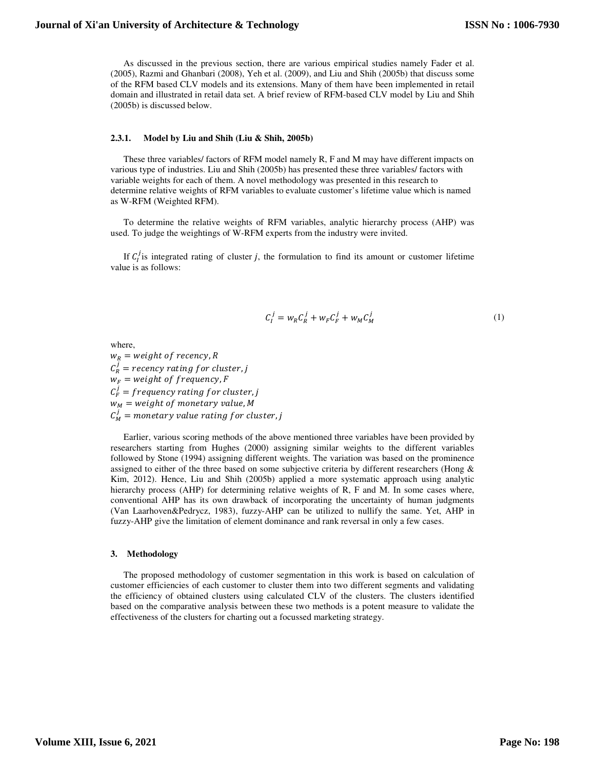As discussed in the previous section, there are various empirical studies namely Fader et al. (2005), Razmi and Ghanbari (2008), Yeh et al. (2009), and Liu and Shih (2005b) that discuss some of the RFM based CLV models and its extensions. Many of them have been implemented in retail domain and illustrated in retail data set. A brief review of RFM-based CLV model by Liu and Shih (2005b) is discussed below.

### 2.3.1. Model by Liu and Shih (Liu & Shih, 2005b)

These three variables/ factors of RFM model namely R, F and M may have different impacts on various type of industries. Liu and Shih (2005b) has presented these three variables/ factors with variable weights for each of them. A novel methodology was presented in this research to determine relative weights of RFM variables to evaluate customer's lifetime value which is named as W-RFM (Weighted RFM).

To determine the relative weights of RFM variables, analytic hierarchy process (AHP) was used. To judge the weightings of W-RFM experts from the industry were invited.

If $C_I^j$ is integrated rating of cluster $j$, the formulation to find its amount or customer lifetime value is as follows:

$$C_I^j = w_R C_R^j + w_F C_F^j + w_M C_M^j \tag{1}$$

where,
$w_R = weight\ of\ recency, R$
$C_R^j = recency\ rating\ for\ cluster, j$
$w_F = weight\ of\ frequency, F$
$C_F^j = frequency\ rating\ for\ cluster, j$
$w_M = weight\ of\ monetary\ value, M$
$C_M^j = monetary\ value\ rating\ for\ cluster, j$

Earlier, various scoring methods of the above mentioned three variables have been provided by researchers starting from Hughes (2000) assigning similar weights to the different variables followed by Stone (1994) assigning different weights. The variation was based on the prominence assigned to either of the three based on some subjective criteria by different researchers (Hong & Kim, 2012). Hence, Liu and Shih (2005b) applied a more systematic approach using analytic hierarchy process (AHP) for determining relative weights of R, F and M. In some cases where, conventional AHP has its own drawback of incorporating the uncertainty of human judgments (Van Laarhoven&Pedrycz, 1983), fuzzy-AHP can be utilized to nullify the same. Yet, AHP in fuzzy-AHP give the limitation of element dominance and rank reversal in only a few cases.

## 3. Methodology

The proposed methodology of customer segmentation in this work is based on calculation of customer efficiencies of each customer to cluster them into two different segments and validating the efficiency of obtained clusters using calculated CLV of the clusters. The clusters identified based on the comparative analysis between these two methods is a potent measure to validate the effectiveness of the clusters for charting out a focussed marketing strategy.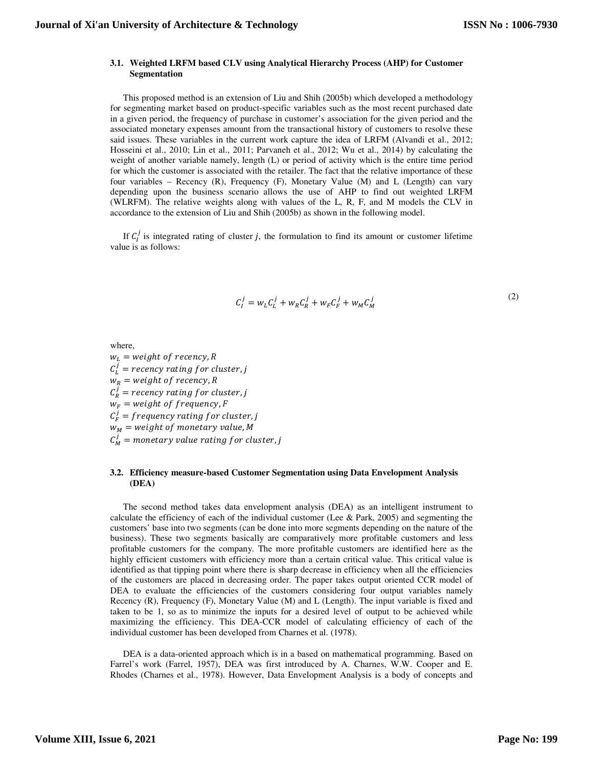### 3.1. Weighted LRFM based CLV using Analytical Hierarchy Process (AHP) for Customer Segmentation

This proposed method is an extension of Liu and Shih (2005b) which developed a methodology for segmenting market based on product-specific variables such as the most recent purchased date in a given period, the frequency of purchase in customer's association for the given period and the associated monetary expenses amount from the transactional history of customers to resolve these said issues. These variables in the current work capture the idea of LRFM (Alvandi et al., 2012; Hosseini et al., 2010; Lin et al., 2011; Parvaneh et al., 2012; Wu et al., 2014) by calculating the weight of another variable namely, length (L) or period of activity which is the entire time period for which the customer is associated with the retailer. The fact that the relative importance of these four variables – Recency (R), Frequency (F), Monetary Value (M) and L (Length) can vary depending upon the business scenario allows the use of AHP to find out weighted LRFM (WLRFM). The relative weights along with values of the L, R, F, and M models the CLV in accordance to the extension of Liu and Shih (2005b) as shown in the following model.

If $C_I^j$ is integrated rating of cluster $j$, the formulation to find its amount or customer lifetime value is as follows:

$$C_I^j = w_L C_L^j + w_R C_R^j + w_F C_F^j + w_M C_M^j \tag{2}$$

where,

$w_L = weight\ of\ recency, R$
$C_L^j = recency\ rating\ for\ cluster, j$
$w_R = weight\ of\ recency, R$
$C_R^j = recency\ rating\ for\ cluster, j$
$w_F = weight\ of\ frequency, F$
$C_F^j = frequency\ rating\ for\ cluster, j$
$w_M = weight\ of\ monetary\ value, M$
$C_M^j = monetary\ value\ rating\ for\ cluster, j$

### 3.2. Efficiency measure-based Customer Segmentation using Data Envelopment Analysis (DEA)

The second method takes data envelopment analysis (DEA) as an intelligent instrument to calculate the efficiency of each of the individual customer (Lee & Park, 2005) and segmenting the customers' base into two segments (can be done into more segments depending on the nature of the business). These two segments basically are comparatively more profitable customers and less profitable customers for the company. The more profitable customers are identified here as the highly efficient customers with efficiency more than a certain critical value. This critical value is identified as that tipping point where there is sharp decrease in efficiency when all the efficiencies of the customers are placed in decreasing order. The paper takes output oriented CCR model of DEA to evaluate the efficiencies of the customers considering four output variables namely Recency (R), Frequency (F), Monetary Value (M) and L (Length). The input variable is fixed and taken to be 1, so as to minimize the inputs for a desired level of output to be achieved while maximizing the efficiency. This DEA-CCR model of calculating efficiency of each of the individual customer has been developed from Charnes et al. (1978).

DEA is a data-oriented approach which is in a based on mathematical programming. Based on Farrel's work (Farrel, 1957), DEA was first introduced by A. Charnes, W.W. Cooper and E. Rhodes (Charnes et al., 1978). However, Data Envelopment Analysis is a body of concepts and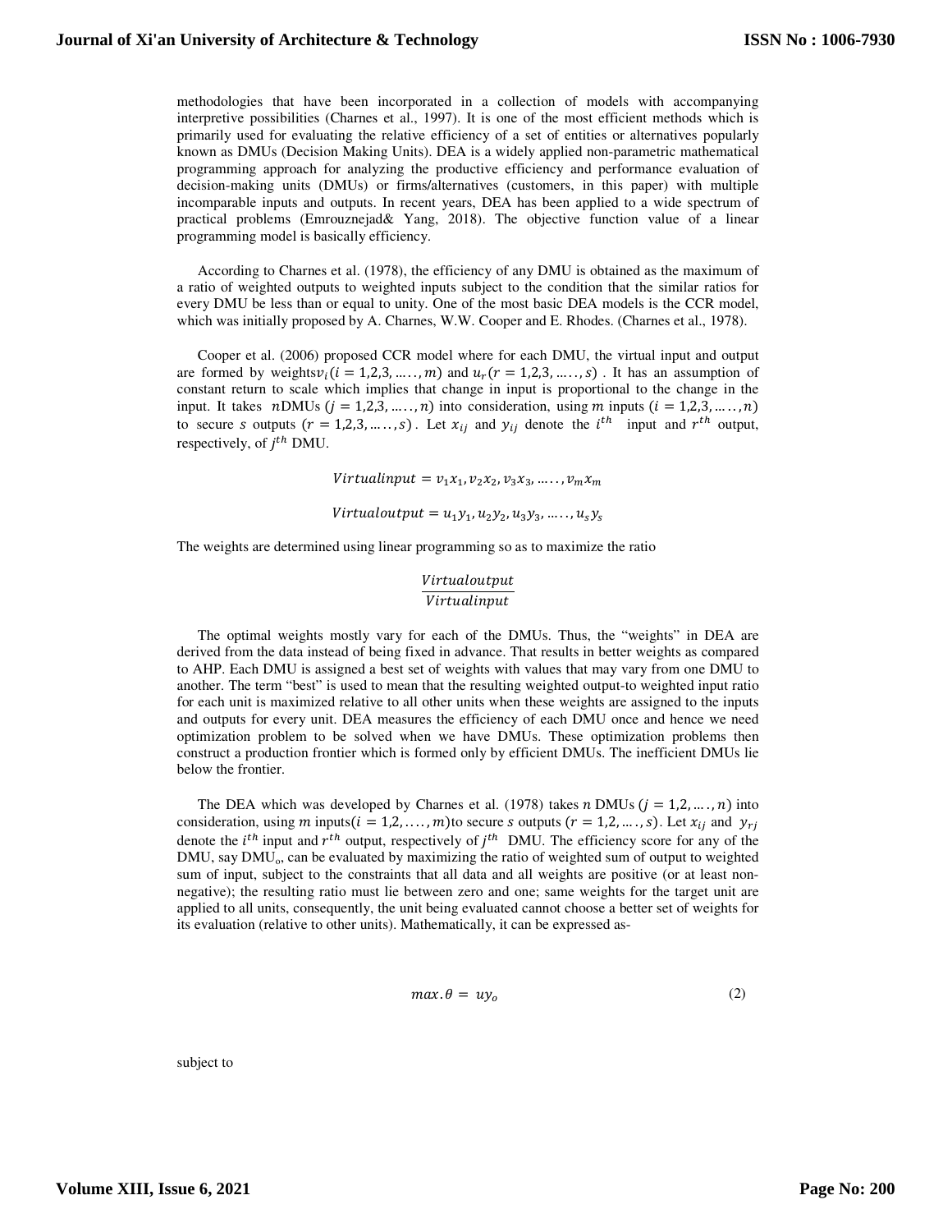methodologies that have been incorporated in a collection of models with accompanying interpretive possibilities (Charnes et al., 1997). It is one of the most efficient methods which is primarily used for evaluating the relative efficiency of a set of entities or alternatives popularly known as DMUs (Decision Making Units). DEA is a widely applied non-parametric mathematical programming approach for analyzing the productive efficiency and performance evaluation of decision-making units (DMUs) or firms/alternatives (customers, in this paper) with multiple incomparable inputs and outputs. In recent years, DEA has been applied to a wide spectrum of practical problems (Emrouznejad& Yang, 2018). The objective function value of a linear programming model is basically efficiency.

According to Charnes et al. (1978), the efficiency of any DMU is obtained as the maximum of a ratio of weighted outputs to weighted inputs subject to the condition that the similar ratios for every DMU be less than or equal to unity. One of the most basic DEA models is the CCR model, which was initially proposed by A. Charnes, W.W. Cooper and E. Rhodes. (Charnes et al., 1978).

Cooper et al. (2006) proposed CCR model where for each DMU, the virtual input and output are formed by weights$v_i (i = 1,2,3, \ldots\ldots, m)$ and $u_r (r = 1,2,3, \ldots\ldots, s)$ . It has an assumption of constant return to scale which implies that change in input is proportional to the change in the input. It takes $n$DMUs $(j = 1,2,3, \ldots\ldots, n)$ into consideration, using $m$ inputs $(i = 1,2,3, \ldots\ldots, n)$ to secure $s$ outputs $(r = 1,2,3, \ldots\ldots, s)$. Let $x_{ij}$ and $y_{ij}$ denote the $i^{th}$ input and $r^{th}$ output, respectively, of $j^{th}$ DMU.

$$Virtualinput = v_1x_1, v_2x_2, v_3x_3, \ldots\ldots, v_mx_m$$

$$Virtualoutput = u_1y_1, u_2y_2, u_3y_3, \ldots\ldots, u_sy_s$$

The weights are determined using linear programming so as to maximize the ratio

$$\frac{Virtualoutput}{Virtualinput}$$

The optimal weights mostly vary for each of the DMUs. Thus, the "weights" in DEA are derived from the data instead of being fixed in advance. That results in better weights as compared to AHP. Each DMU is assigned a best set of weights with values that may vary from one DMU to another. The term "best" is used to mean that the resulting weighted output-to weighted input ratio for each unit is maximized relative to all other units when these weights are assigned to the inputs and outputs for every unit. DEA measures the efficiency of each DMU once and hence we need optimization problem to be solved when we have DMUs. These optimization problems then construct a production frontier which is formed only by efficient DMUs. The inefficient DMUs lie below the frontier.

The DEA which was developed by Charnes et al. (1978) takes $n$ DMUs $(j = 1,2, \ldots., n)$ into consideration, using $m$ inputs$(i = 1,2, \ldots.., m)$to secure $s$ outputs $(r = 1,2, \ldots., s)$. Let $x_{ij}$ and $y_{rj}$ denote the $i^{th}$ input and $r^{th}$ output, respectively of $j^{th}$ DMU. The efficiency score for any of the DMU, say DMU$_o$, can be evaluated by maximizing the ratio of weighted sum of output to weighted sum of input, subject to the constraints that all data and all weights are positive (or at least non-negative); the resulting ratio must lie between zero and one; same weights for the target unit are applied to all units, consequently, the unit being evaluated cannot choose a better set of weights for its evaluation (relative to other units). Mathematically, it can be expressed as-

$$max.\theta = uy_o \tag{2}$$

subject to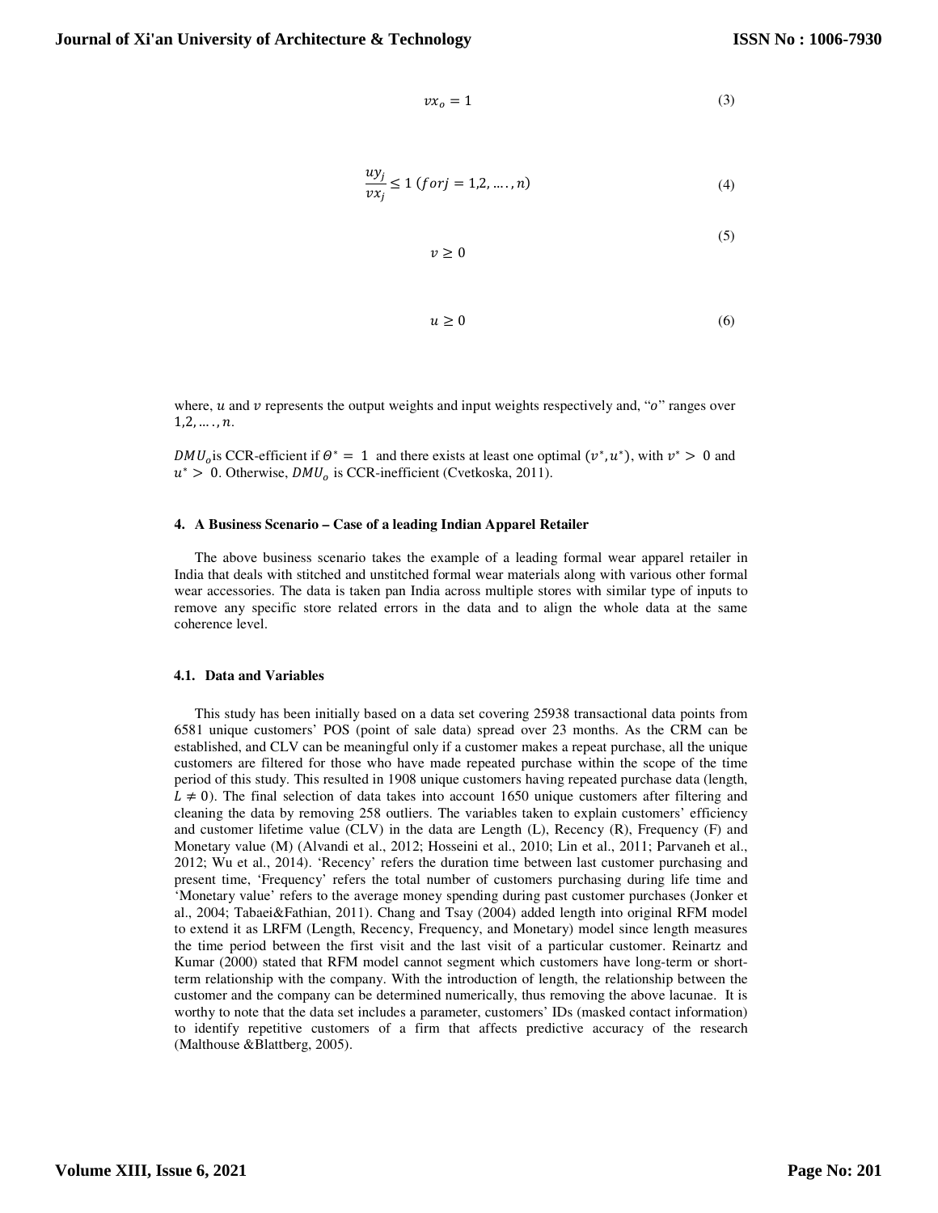$$vx_o = 1 \tag{3}$$

$$\frac{uy_j}{vx_j} \leq 1 \; (for j = 1,2, \ldots., n) \tag{4}$$

$$v \geq 0 \tag{5}$$

$$u \geq 0 \tag{6}$$

where, $u$ and $v$ represents the output weights and input weights respectively and, "$o$" ranges over $1,2, \ldots., n$.

$DMU_o$ is CCR-efficient if $\Theta^* = 1$ and there exists at least one optimal $(v^*, u^*)$, with $v^* > 0$ and $u^* > 0$. Otherwise, $DMU_o$ is CCR-inefficient (Cvetkoska, 2011).

## 4. A Business Scenario – Case of a leading Indian Apparel Retailer

The above business scenario takes the example of a leading formal wear apparel retailer in India that deals with stitched and unstitched formal wear materials along with various other formal wear accessories. The data is taken pan India across multiple stores with similar type of inputs to remove any specific store related errors in the data and to align the whole data at the same coherence level.

### 4.1. Data and Variables

This study has been initially based on a data set covering 25938 transactional data points from 6581 unique customers' POS (point of sale data) spread over 23 months. As the CRM can be established, and CLV can be meaningful only if a customer makes a repeat purchase, all the unique customers are filtered for those who have made repeated purchase within the scope of the time period of this study. This resulted in 1908 unique customers having repeated purchase data (length, $L \neq 0$). The final selection of data takes into account 1650 unique customers after filtering and cleaning the data by removing 258 outliers. The variables taken to explain customers' efficiency and customer lifetime value (CLV) in the data are Length (L), Recency (R), Frequency (F) and Monetary value (M) (Alvandi et al., 2012; Hosseini et al., 2010; Lin et al., 2011; Parvaneh et al., 2012; Wu et al., 2014). 'Recency' refers the duration time between last customer purchasing and present time, 'Frequency' refers the total number of customers purchasing during life time and 'Monetary value' refers to the average money spending during past customer purchases (Jonker et al., 2004; Tabaei&Fathian, 2011). Chang and Tsay (2004) added length into original RFM model to extend it as LRFM (Length, Recency, Frequency, and Monetary) model since length measures the time period between the first visit and the last visit of a particular customer. Reinartz and Kumar (2000) stated that RFM model cannot segment which customers have long-term or short-term relationship with the company. With the introduction of length, the relationship between the customer and the company can be determined numerically, thus removing the above lacunae. It is worthy to note that the data set includes a parameter, customers' IDs (masked contact information) to identify repetitive customers of a firm that affects predictive accuracy of the research (Malthouse &Blattberg, 2005).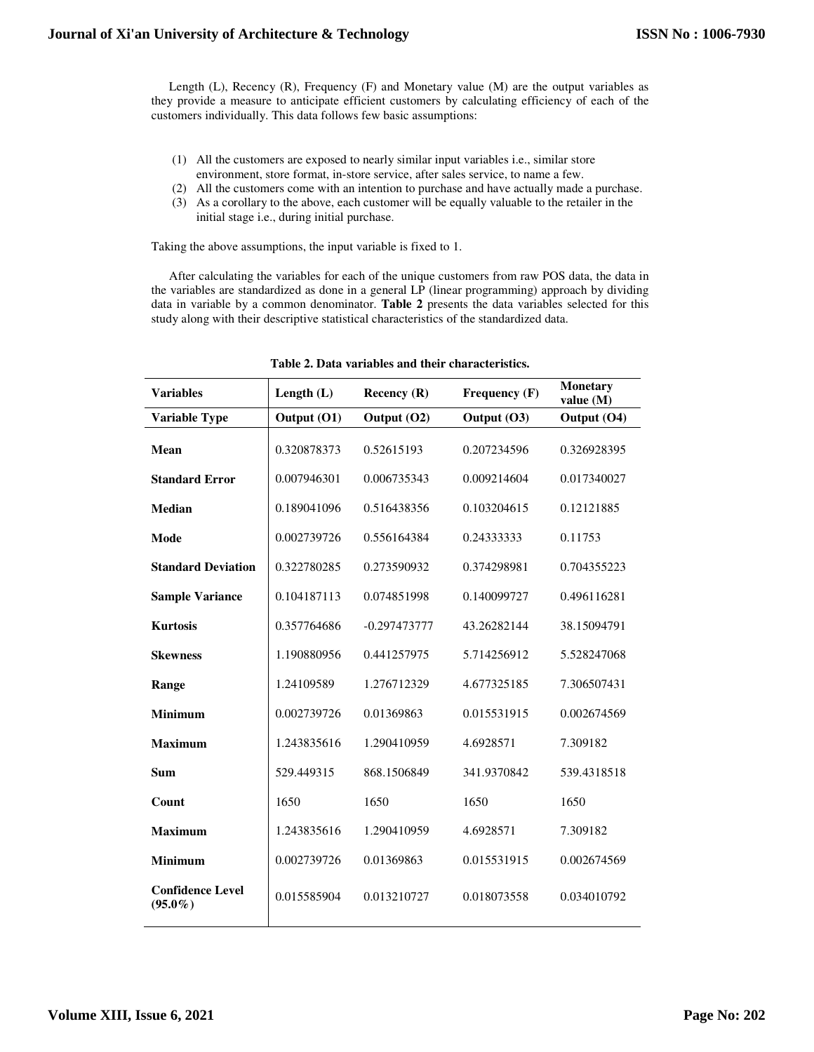Length (L), Recency (R), Frequency (F) and Monetary value (M) are the output variables as they provide a measure to anticipate efficient customers by calculating efficiency of each of the customers individually. This data follows few basic assumptions:

(1) All the customers are exposed to nearly similar input variables i.e., similar store environment, store format, in-store service, after sales service, to name a few.
(2) All the customers come with an intention to purchase and have actually made a purchase.
(3) As a corollary to the above, each customer will be equally valuable to the retailer in the initial stage i.e., during initial purchase.

Taking the above assumptions, the input variable is fixed to 1.

After calculating the variables for each of the unique customers from raw POS data, the data in the variables are standardized as done in a general LP (linear programming) approach by dividing data in variable by a common denominator. **Table 2** presents the data variables selected for this study along with their descriptive statistical characteristics of the standardized data.

**Table 2. Data variables and their characteristics.**

| Variables | Length (L) | Recency (R) | Frequency (F) | Monetary value (M) |
|---|---|---|---|---|
| **Variable Type** | **Output (O1)** | **Output (O2)** | **Output (O3)** | **Output (O4)** |
| **Mean** | 0.320878373 | 0.52615193 | 0.207234596 | 0.326928395 |
| **Standard Error** | 0.007946301 | 0.006735343 | 0.009214604 | 0.017340027 |
| **Median** | 0.189041096 | 0.516438356 | 0.103204615 | 0.12121885 |
| **Mode** | 0.002739726 | 0.556164384 | 0.24333333 | 0.11753 |
| **Standard Deviation** | 0.322780285 | 0.273590932 | 0.374298981 | 0.704355223 |
| **Sample Variance** | 0.104187113 | 0.074851998 | 0.140099727 | 0.496116281 |
| **Kurtosis** | 0.357764686 | -0.297473777 | 43.26282144 | 38.15094791 |
| **Skewness** | 1.190880956 | 0.441257975 | 5.714256912 | 5.528247068 |
| **Range** | 1.24109589 | 1.276712329 | 4.677325185 | 7.306507431 |
| **Minimum** | 0.002739726 | 0.01369863 | 0.015531915 | 0.002674569 |
| **Maximum** | 1.243835616 | 1.290410959 | 4.6928571 | 7.309182 |
| **Sum** | 529.449315 | 868.1506849 | 341.9370842 | 539.4318518 |
| **Count** | 1650 | 1650 | 1650 | 1650 |
| **Maximum** | 1.243835616 | 1.290410959 | 4.6928571 | 7.309182 |
| **Minimum** | 0.002739726 | 0.01369863 | 0.015531915 | 0.002674569 |
| **Confidence Level (95.0%)** | 0.015585904 | 0.013210727 | 0.018073558 | 0.034010792 |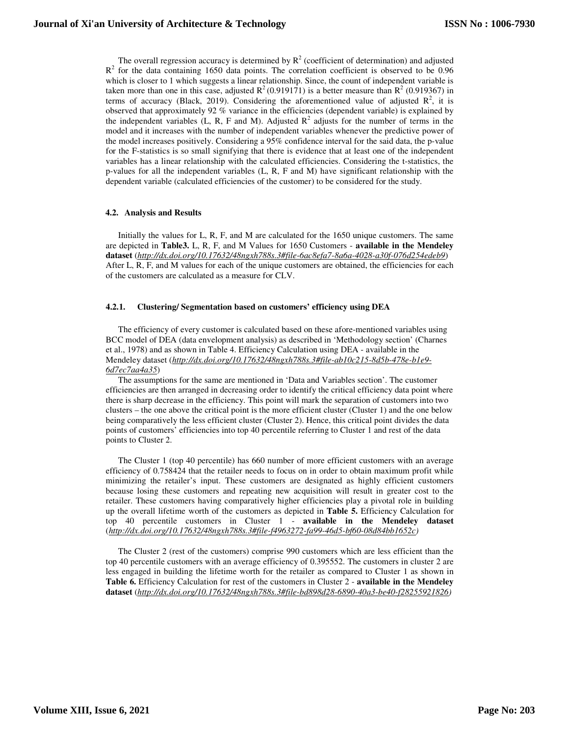The overall regression accuracy is determined by $R^2$ (coefficient of determination) and adjusted $R^2$ for the data containing 1650 data points. The correlation coefficient is observed to be 0.96 which is closer to 1 which suggests a linear relationship. Since, the count of independent variable is taken more than one in this case, adjusted $R^2$ (0.919171) is a better measure than $R^2$ (0.919367) in terms of accuracy (Black, 2019). Considering the aforementioned value of adjusted $R^2$, it is observed that approximately 92 % variance in the efficiencies (dependent variable) is explained by the independent variables (L, R, F and M). Adjusted $R^2$ adjusts for the number of terms in the model and it increases with the number of independent variables whenever the predictive power of the model increases positively. Considering a 95% confidence interval for the said data, the p-value for the F-statistics is so small signifying that there is evidence that at least one of the independent variables has a linear relationship with the calculated efficiencies. Considering the t-statistics, the p-values for all the independent variables (L, R, F and M) have significant relationship with the dependent variable (calculated efficiencies of the customer) to be considered for the study.

### 4.2. Analysis and Results

Initially the values for L, R, F, and M are calculated for the 1650 unique customers. The same are depicted in **Table3.** L, R, F, and M Values for 1650 Customers - **available in the Mendeley dataset** (*http://dx.doi.org/10.17632/48ngxh788s.3#file-6ac8efa7-8a6a-4028-a30f-076d254edeb9*) After L, R, F, and M values for each of the unique customers are obtained, the efficiencies for each of the customers are calculated as a measure for CLV.

#### 4.2.1. Clustering/ Segmentation based on customers' efficiency using DEA

The efficiency of every customer is calculated based on these afore-mentioned variables using BCC model of DEA (data envelopment analysis) as described in 'Methodology section' (Charnes et al., 1978) and as shown in Table 4. Efficiency Calculation using DEA - available in the Mendeley dataset (*http://dx.doi.org/10.17632/48ngxh788s.3#file-ab10c215-8d5b-478e-b1e9-6d7ec7aa4a35*)

The assumptions for the same are mentioned in 'Data and Variables section'. The customer efficiencies are then arranged in decreasing order to identify the critical efficiency data point where there is sharp decrease in the efficiency. This point will mark the separation of customers into two clusters – the one above the critical point is the more efficient cluster (Cluster 1) and the one below being comparatively the less efficient cluster (Cluster 2). Hence, this critical point divides the data points of customers' efficiencies into top 40 percentile referring to Cluster 1 and rest of the data points to Cluster 2.

The Cluster 1 (top 40 percentile) has 660 number of more efficient customers with an average efficiency of 0.758424 that the retailer needs to focus on in order to obtain maximum profit while minimizing the retailer's input. These customers are designated as highly efficient customers because losing these customers and repeating new acquisition will result in greater cost to the retailer. These customers having comparatively higher efficiencies play a pivotal role in building up the overall lifetime worth of the customers as depicted in **Table 5.** Efficiency Calculation for top 40 percentile customers in Cluster 1 - **available in the Mendeley dataset** (*http://dx.doi.org/10.17632/48ngxh788s.3#file-f4963272-fa99-46d5-bf60-08d84bb1652c)*

The Cluster 2 (rest of the customers) comprise 990 customers which are less efficient than the top 40 percentile customers with an average efficiency of 0.395552. The customers in cluster 2 are less engaged in building the lifetime worth for the retailer as compared to Cluster 1 as shown in **Table 6.** Efficiency Calculation for rest of the customers in Cluster 2 - **available in the Mendeley dataset** (*http://dx.doi.org/10.17632/48ngxh788s.3#file-bd898d28-6890-40a3-be40-f28255921826)*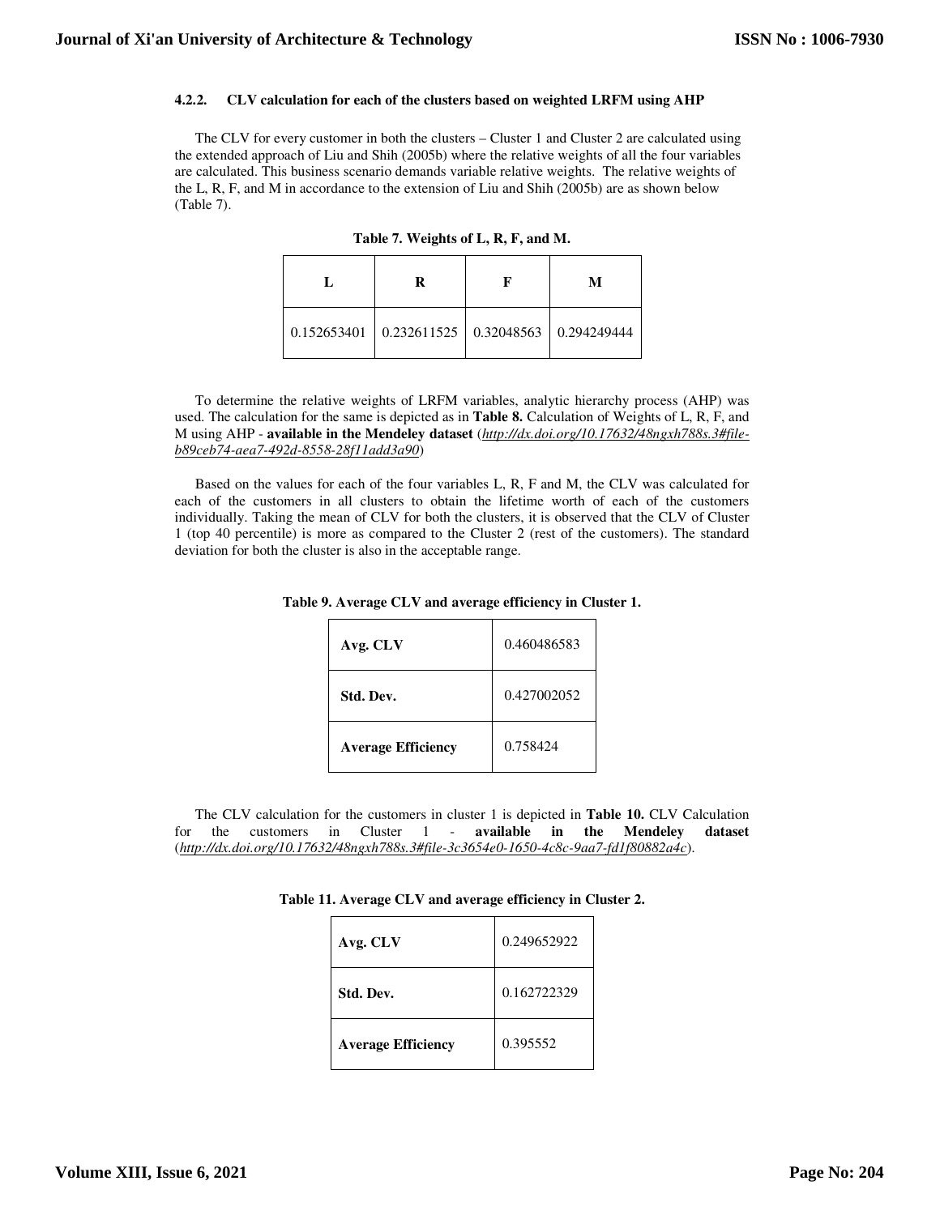#### 4.2.2. CLV calculation for each of the clusters based on weighted LRFM using AHP

The CLV for every customer in both the clusters – Cluster 1 and Cluster 2 are calculated using the extended approach of Liu and Shih (2005b) where the relative weights of all the four variables are calculated. This business scenario demands variable relative weights. The relative weights of the L, R, F, and M in accordance to the extension of Liu and Shih (2005b) are as shown below (Table 7).

**Table 7. Weights of L, R, F, and M.**

| L | R | F | M |
|---|---|---|---|
| 0.152653401 | 0.232611525 | 0.32048563 | 0.294249444 |

To determine the relative weights of LRFM variables, analytic hierarchy process (AHP) was used. The calculation for the same is depicted as in **Table 8.** Calculation of Weights of L, R, F, and M using AHP - **available in the Mendeley dataset** (*http://dx.doi.org/10.17632/48ngxh788s.3#file-b89ceb74-aea7-492d-8558-28f11add3a90*)

Based on the values for each of the four variables L, R, F and M, the CLV was calculated for each of the customers in all clusters to obtain the lifetime worth of each of the customers individually. Taking the mean of CLV for both the clusters, it is observed that the CLV of Cluster 1 (top 40 percentile) is more as compared to the Cluster 2 (rest of the customers). The standard deviation for both the cluster is also in the acceptable range.

**Table 9. Average CLV and average efficiency in Cluster 1.**

| | |
|---|---|
| **Avg. CLV** | 0.460486583 |
| **Std. Dev.** | 0.427002052 |
| **Average Efficiency** | 0.758424 |

The CLV calculation for the customers in cluster 1 is depicted in **Table 10.** CLV Calculation for the customers in Cluster 1 - **available in the Mendeley dataset** (*http://dx.doi.org/10.17632/48ngxh788s.3#file-3c3654e0-1650-4c8c-9aa7-fd1f80882a4c*).

**Table 11. Average CLV and average efficiency in Cluster 2.**

| | |
|---|---|
| **Avg. CLV** | 0.249652922 |
| **Std. Dev.** | 0.162722329 |
| **Average Efficiency** | 0.395552 |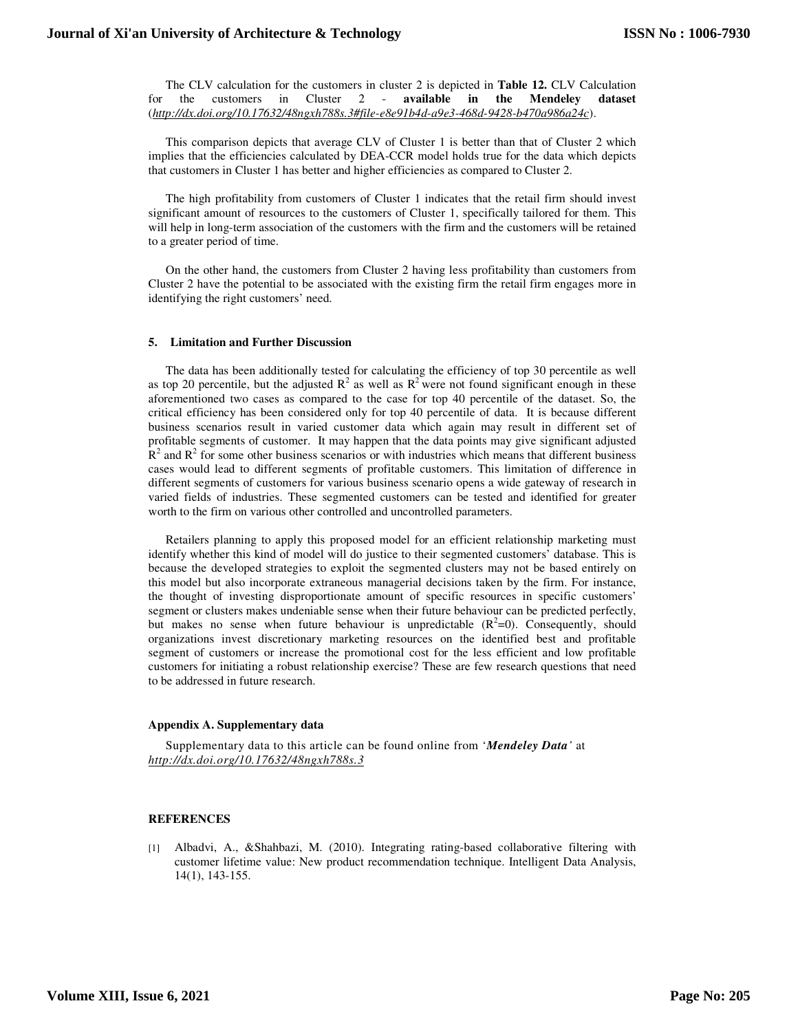The CLV calculation for the customers in cluster 2 is depicted in **Table 12.** CLV Calculation for the customers in Cluster 2 - **available in the Mendeley dataset** (*http://dx.doi.org/10.17632/48ngxh788s.3#file-e8e91b4d-a9e3-468d-9428-b470a986a24c*).

This comparison depicts that average CLV of Cluster 1 is better than that of Cluster 2 which implies that the efficiencies calculated by DEA-CCR model holds true for the data which depicts that customers in Cluster 1 has better and higher efficiencies as compared to Cluster 2.

The high profitability from customers of Cluster 1 indicates that the retail firm should invest significant amount of resources to the customers of Cluster 1, specifically tailored for them. This will help in long-term association of the customers with the firm and the customers will be retained to a greater period of time.

On the other hand, the customers from Cluster 2 having less profitability than customers from Cluster 2 have the potential to be associated with the existing firm the retail firm engages more in identifying the right customers' need.

## 5. Limitation and Further Discussion

The data has been additionally tested for calculating the efficiency of top 30 percentile as well as top 20 percentile, but the adjusted $R^2$ as well as $R^2$ were not found significant enough in these aforementioned two cases as compared to the case for top 40 percentile of the dataset. So, the critical efficiency has been considered only for top 40 percentile of data. It is because different business scenarios result in varied customer data which again may result in different set of profitable segments of customer. It may happen that the data points may give significant adjusted $R^2$ and $R^2$ for some other business scenarios or with industries which means that different business cases would lead to different segments of profitable customers. This limitation of difference in different segments of customers for various business scenario opens a wide gateway of research in varied fields of industries. These segmented customers can be tested and identified for greater worth to the firm on various other controlled and uncontrolled parameters.

Retailers planning to apply this proposed model for an efficient relationship marketing must identify whether this kind of model will do justice to their segmented customers' database. This is because the developed strategies to exploit the segmented clusters may not be based entirely on this model but also incorporate extraneous managerial decisions taken by the firm. For instance, the thought of investing disproportionate amount of specific resources in specific customers' segment or clusters makes undeniable sense when their future behaviour can be predicted perfectly, but makes no sense when future behaviour is unpredictable ($R^2$=0). Consequently, should organizations invest discretionary marketing resources on the identified best and profitable segment of customers or increase the promotional cost for the less efficient and low profitable customers for initiating a robust relationship exercise? These are few research questions that need to be addressed in future research.

### Appendix A. Supplementary data

Supplementary data to this article can be found online from '***Mendeley Data'*** at *http://dx.doi.org/10.17632/48ngxh788s.3*

### REFERENCES

[1] Albadvi, A., &Shahbazi, M. (2010). Integrating rating-based collaborative filtering with customer lifetime value: New product recommendation technique. Intelligent Data Analysis, 14(1), 143-155.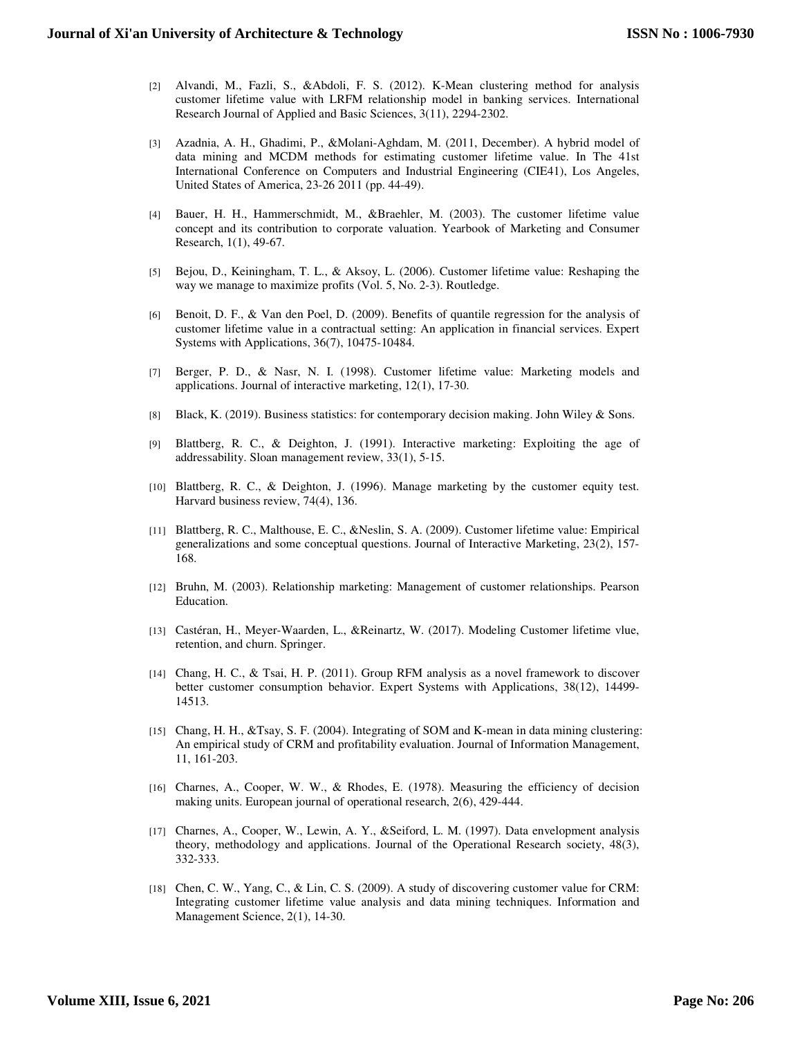[2] Alvandi, M., Fazli, S., &Abdoli, F. S. (2012). K-Mean clustering method for analysis customer lifetime value with LRFM relationship model in banking services. International Research Journal of Applied and Basic Sciences, 3(11), 2294-2302.

[3] Azadnia, A. H., Ghadimi, P., &Molani-Aghdam, M. (2011, December). A hybrid model of data mining and MCDM methods for estimating customer lifetime value. In The 41st International Conference on Computers and Industrial Engineering (CIE41), Los Angeles, United States of America, 23-26 2011 (pp. 44-49).

[4] Bauer, H. H., Hammerschmidt, M., &Braehler, M. (2003). The customer lifetime value concept and its contribution to corporate valuation. Yearbook of Marketing and Consumer Research, 1(1), 49-67.

[5] Bejou, D., Keiningham, T. L., & Aksoy, L. (2006). Customer lifetime value: Reshaping the way we manage to maximize profits (Vol. 5, No. 2-3). Routledge.

[6] Benoit, D. F., & Van den Poel, D. (2009). Benefits of quantile regression for the analysis of customer lifetime value in a contractual setting: An application in financial services. Expert Systems with Applications, 36(7), 10475-10484.

[7] Berger, P. D., & Nasr, N. I. (1998). Customer lifetime value: Marketing models and applications. Journal of interactive marketing, 12(1), 17-30.

[8] Black, K. (2019). Business statistics: for contemporary decision making. John Wiley & Sons.

[9] Blattberg, R. C., & Deighton, J. (1991). Interactive marketing: Exploiting the age of addressability. Sloan management review, 33(1), 5-15.

[10] Blattberg, R. C., & Deighton, J. (1996). Manage marketing by the customer equity test. Harvard business review, 74(4), 136.

[11] Blattberg, R. C., Malthouse, E. C., &Neslin, S. A. (2009). Customer lifetime value: Empirical generalizations and some conceptual questions. Journal of Interactive Marketing, 23(2), 157-168.

[12] Bruhn, M. (2003). Relationship marketing: Management of customer relationships. Pearson Education.

[13] Castéran, H., Meyer-Waarden, L., &Reinartz, W. (2017). Modeling Customer lifetime vlue, retention, and churn. Springer.

[14] Chang, H. C., & Tsai, H. P. (2011). Group RFM analysis as a novel framework to discover better customer consumption behavior. Expert Systems with Applications, 38(12), 14499-14513.

[15] Chang, H. H., &Tsay, S. F. (2004). Integrating of SOM and K-mean in data mining clustering: An empirical study of CRM and profitability evaluation. Journal of Information Management, 11, 161-203.

[16] Charnes, A., Cooper, W. W., & Rhodes, E. (1978). Measuring the efficiency of decision making units. European journal of operational research, 2(6), 429-444.

[17] Charnes, A., Cooper, W., Lewin, A. Y., &Seiford, L. M. (1997). Data envelopment analysis theory, methodology and applications. Journal of the Operational Research society, 48(3), 332-333.

[18] Chen, C. W., Yang, C., & Lin, C. S. (2009). A study of discovering customer value for CRM: Integrating customer lifetime value analysis and data mining techniques. Information and Management Science, 2(1), 14-30.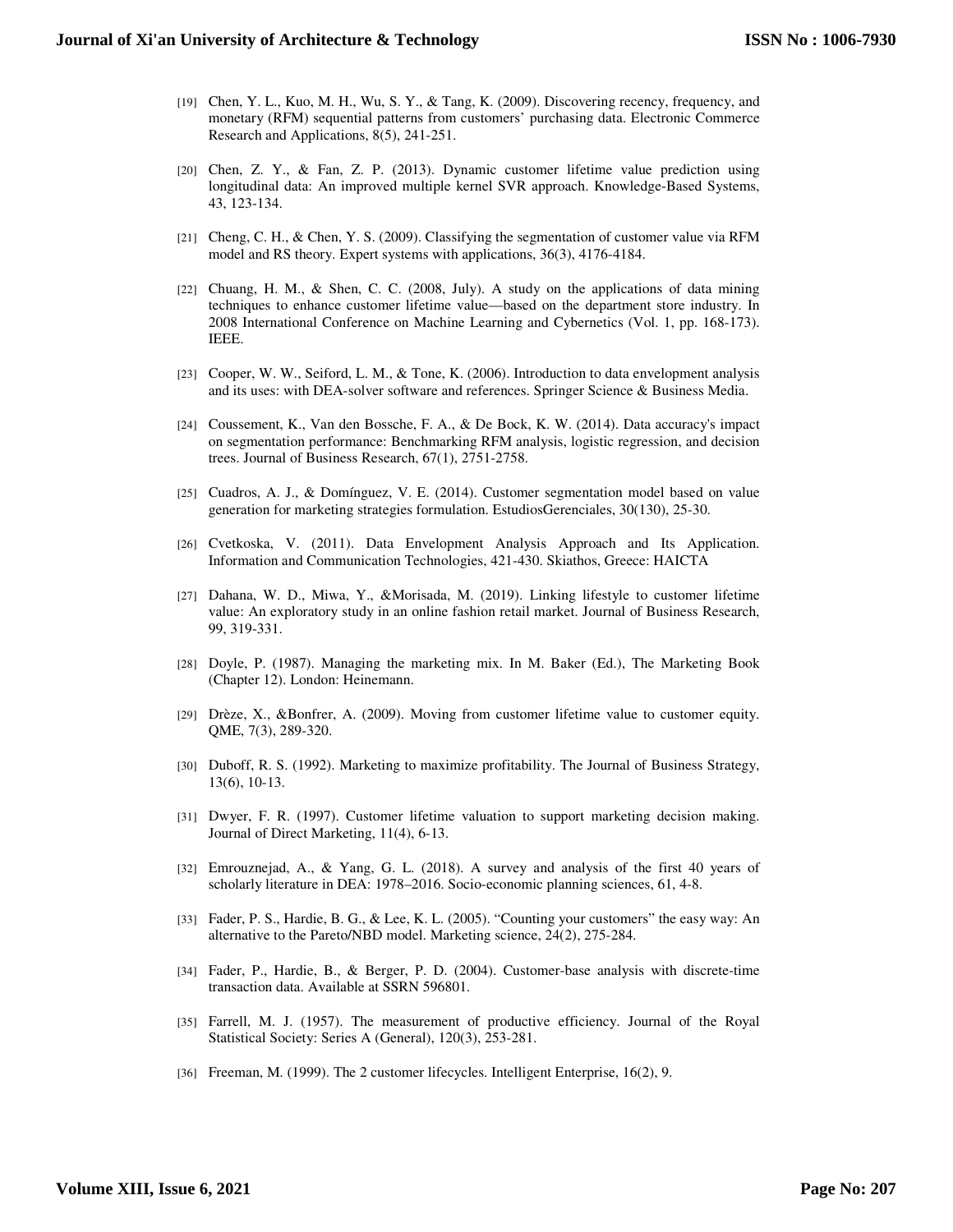[19] Chen, Y. L., Kuo, M. H., Wu, S. Y., & Tang, K. (2009). Discovering recency, frequency, and monetary (RFM) sequential patterns from customers' purchasing data. Electronic Commerce Research and Applications, 8(5), 241-251.

[20] Chen, Z. Y., & Fan, Z. P. (2013). Dynamic customer lifetime value prediction using longitudinal data: An improved multiple kernel SVR approach. Knowledge-Based Systems, 43, 123-134.

[21] Cheng, C. H., & Chen, Y. S. (2009). Classifying the segmentation of customer value via RFM model and RS theory. Expert systems with applications, 36(3), 4176-4184.

[22] Chuang, H. M., & Shen, C. C. (2008, July). A study on the applications of data mining techniques to enhance customer lifetime value—based on the department store industry. In 2008 International Conference on Machine Learning and Cybernetics (Vol. 1, pp. 168-173). IEEE.

[23] Cooper, W. W., Seiford, L. M., & Tone, K. (2006). Introduction to data envelopment analysis and its uses: with DEA-solver software and references. Springer Science & Business Media.

[24] Coussement, K., Van den Bossche, F. A., & De Bock, K. W. (2014). Data accuracy's impact on segmentation performance: Benchmarking RFM analysis, logistic regression, and decision trees. Journal of Business Research, 67(1), 2751-2758.

[25] Cuadros, A. J., & Domínguez, V. E. (2014). Customer segmentation model based on value generation for marketing strategies formulation. EstudiosGerenciales, 30(130), 25-30.

[26] Cvetkoska, V. (2011). Data Envelopment Analysis Approach and Its Application. Information and Communication Technologies, 421-430. Skiathos, Greece: HAICTA

[27] Dahana, W. D., Miwa, Y., &Morisada, M. (2019). Linking lifestyle to customer lifetime value: An exploratory study in an online fashion retail market. Journal of Business Research, 99, 319-331.

[28] Doyle, P. (1987). Managing the marketing mix. In M. Baker (Ed.), The Marketing Book (Chapter 12). London: Heinemann.

[29] Drèze, X., &Bonfrer, A. (2009). Moving from customer lifetime value to customer equity. QME, 7(3), 289-320.

[30] Duboff, R. S. (1992). Marketing to maximize profitability. The Journal of Business Strategy, 13(6), 10-13.

[31] Dwyer, F. R. (1997). Customer lifetime valuation to support marketing decision making. Journal of Direct Marketing, 11(4), 6-13.

[32] Emrouznejad, A., & Yang, G. L. (2018). A survey and analysis of the first 40 years of scholarly literature in DEA: 1978–2016. Socio-economic planning sciences, 61, 4-8.

[33] Fader, P. S., Hardie, B. G., & Lee, K. L. (2005). "Counting your customers" the easy way: An alternative to the Pareto/NBD model. Marketing science, 24(2), 275-284.

[34] Fader, P., Hardie, B., & Berger, P. D. (2004). Customer-base analysis with discrete-time transaction data. Available at SSRN 596801.

[35] Farrell, M. J. (1957). The measurement of productive efficiency. Journal of the Royal Statistical Society: Series A (General), 120(3), 253-281.

[36] Freeman, M. (1999). The 2 customer lifecycles. Intelligent Enterprise, 16(2), 9.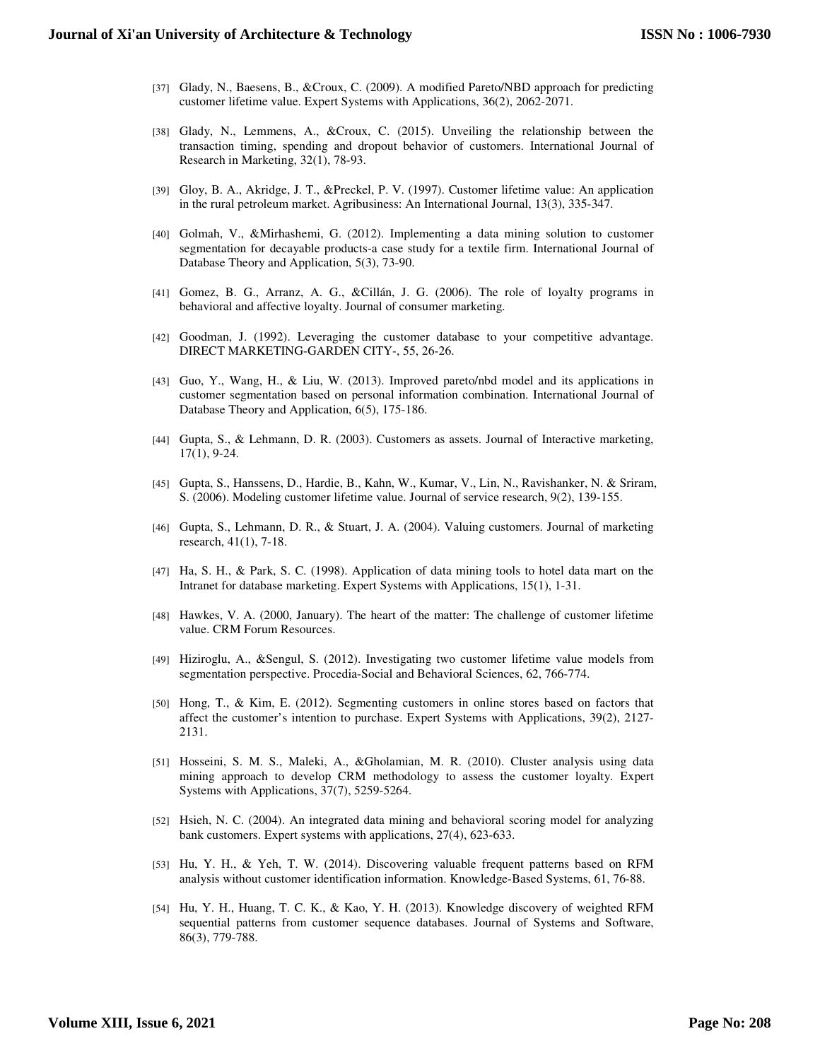[37] Glady, N., Baesens, B., &Croux, C. (2009). A modified Pareto/NBD approach for predicting customer lifetime value. Expert Systems with Applications, 36(2), 2062-2071.

[38] Glady, N., Lemmens, A., &Croux, C. (2015). Unveiling the relationship between the transaction timing, spending and dropout behavior of customers. International Journal of Research in Marketing, 32(1), 78-93.

[39] Gloy, B. A., Akridge, J. T., &Preckel, P. V. (1997). Customer lifetime value: An application in the rural petroleum market. Agribusiness: An International Journal, 13(3), 335-347.

[40] Golmah, V., &Mirhashemi, G. (2012). Implementing a data mining solution to customer segmentation for decayable products-a case study for a textile firm. International Journal of Database Theory and Application, 5(3), 73-90.

[41] Gomez, B. G., Arranz, A. G., &Cillán, J. G. (2006). The role of loyalty programs in behavioral and affective loyalty. Journal of consumer marketing.

[42] Goodman, J. (1992). Leveraging the customer database to your competitive advantage. DIRECT MARKETING-GARDEN CITY-, 55, 26-26.

[43] Guo, Y., Wang, H., & Liu, W. (2013). Improved pareto/nbd model and its applications in customer segmentation based on personal information combination. International Journal of Database Theory and Application, 6(5), 175-186.

[44] Gupta, S., & Lehmann, D. R. (2003). Customers as assets. Journal of Interactive marketing, 17(1), 9-24.

[45] Gupta, S., Hanssens, D., Hardie, B., Kahn, W., Kumar, V., Lin, N., Ravishanker, N. & Sriram, S. (2006). Modeling customer lifetime value. Journal of service research, 9(2), 139-155.

[46] Gupta, S., Lehmann, D. R., & Stuart, J. A. (2004). Valuing customers. Journal of marketing research, 41(1), 7-18.

[47] Ha, S. H., & Park, S. C. (1998). Application of data mining tools to hotel data mart on the Intranet for database marketing. Expert Systems with Applications, 15(1), 1-31.

[48] Hawkes, V. A. (2000, January). The heart of the matter: The challenge of customer lifetime value. CRM Forum Resources.

[49] Hiziroglu, A., &Sengul, S. (2012). Investigating two customer lifetime value models from segmentation perspective. Procedia-Social and Behavioral Sciences, 62, 766-774.

[50] Hong, T., & Kim, E. (2012). Segmenting customers in online stores based on factors that affect the customer's intention to purchase. Expert Systems with Applications, 39(2), 2127-2131.

[51] Hosseini, S. M. S., Maleki, A., &Gholamian, M. R. (2010). Cluster analysis using data mining approach to develop CRM methodology to assess the customer loyalty. Expert Systems with Applications, 37(7), 5259-5264.

[52] Hsieh, N. C. (2004). An integrated data mining and behavioral scoring model for analyzing bank customers. Expert systems with applications, 27(4), 623-633.

[53] Hu, Y. H., & Yeh, T. W. (2014). Discovering valuable frequent patterns based on RFM analysis without customer identification information. Knowledge-Based Systems, 61, 76-88.

[54] Hu, Y. H., Huang, T. C. K., & Kao, Y. H. (2013). Knowledge discovery of weighted RFM sequential patterns from customer sequence databases. Journal of Systems and Software, 86(3), 779-788.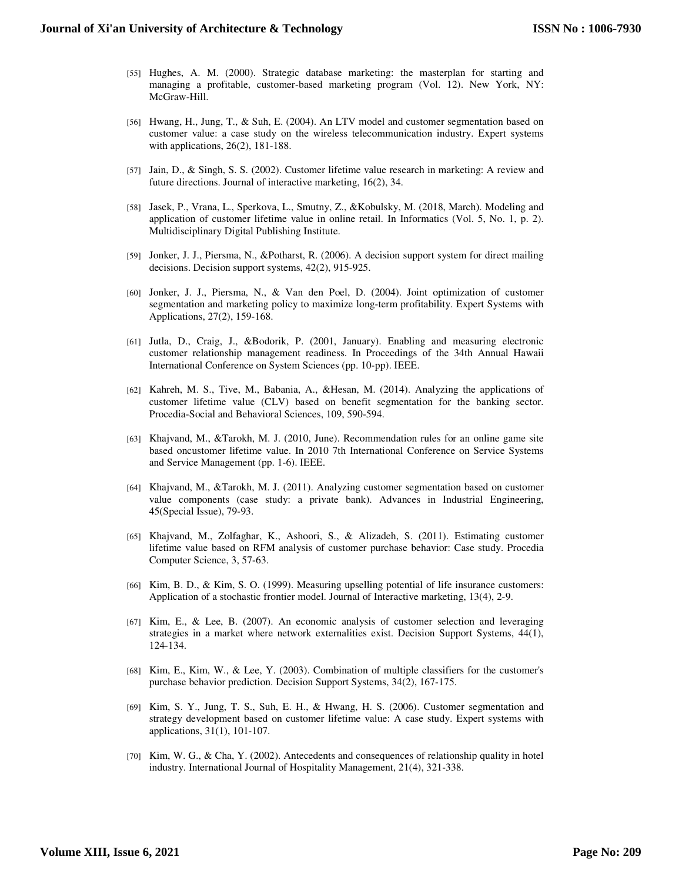[55] Hughes, A. M. (2000). Strategic database marketing: the masterplan for starting and managing a profitable, customer-based marketing program (Vol. 12). New York, NY: McGraw-Hill.

[56] Hwang, H., Jung, T., & Suh, E. (2004). An LTV model and customer segmentation based on customer value: a case study on the wireless telecommunication industry. Expert systems with applications, 26(2), 181-188.

[57] Jain, D., & Singh, S. S. (2002). Customer lifetime value research in marketing: A review and future directions. Journal of interactive marketing, 16(2), 34.

[58] Jasek, P., Vrana, L., Sperkova, L., Smutny, Z., &Kobulsky, M. (2018, March). Modeling and application of customer lifetime value in online retail. In Informatics (Vol. 5, No. 1, p. 2). Multidisciplinary Digital Publishing Institute.

[59] Jonker, J. J., Piersma, N., &Potharst, R. (2006). A decision support system for direct mailing decisions. Decision support systems, 42(2), 915-925.

[60] Jonker, J. J., Piersma, N., & Van den Poel, D. (2004). Joint optimization of customer segmentation and marketing policy to maximize long-term profitability. Expert Systems with Applications, 27(2), 159-168.

[61] Jutla, D., Craig, J., &Bodorik, P. (2001, January). Enabling and measuring electronic customer relationship management readiness. In Proceedings of the 34th Annual Hawaii International Conference on System Sciences (pp. 10-pp). IEEE.

[62] Kahreh, M. S., Tive, M., Babania, A., &Hesan, M. (2014). Analyzing the applications of customer lifetime value (CLV) based on benefit segmentation for the banking sector. Procedia-Social and Behavioral Sciences, 109, 590-594.

[63] Khajvand, M., &Tarokh, M. J. (2010, June). Recommendation rules for an online game site based oncustomer lifetime value. In 2010 7th International Conference on Service Systems and Service Management (pp. 1-6). IEEE.

[64] Khajvand, M., &Tarokh, M. J. (2011). Analyzing customer segmentation based on customer value components (case study: a private bank). Advances in Industrial Engineering, 45(Special Issue), 79-93.

[65] Khajvand, M., Zolfaghar, K., Ashoori, S., & Alizadeh, S. (2011). Estimating customer lifetime value based on RFM analysis of customer purchase behavior: Case study. Procedia Computer Science, 3, 57-63.

[66] Kim, B. D., & Kim, S. O. (1999). Measuring upselling potential of life insurance customers: Application of a stochastic frontier model. Journal of Interactive marketing, 13(4), 2-9.

[67] Kim, E., & Lee, B. (2007). An economic analysis of customer selection and leveraging strategies in a market where network externalities exist. Decision Support Systems, 44(1), 124-134.

[68] Kim, E., Kim, W., & Lee, Y. (2003). Combination of multiple classifiers for the customer's purchase behavior prediction. Decision Support Systems, 34(2), 167-175.

[69] Kim, S. Y., Jung, T. S., Suh, E. H., & Hwang, H. S. (2006). Customer segmentation and strategy development based on customer lifetime value: A case study. Expert systems with applications, 31(1), 101-107.

[70] Kim, W. G., & Cha, Y. (2002). Antecedents and consequences of relationship quality in hotel industry. International Journal of Hospitality Management, 21(4), 321-338.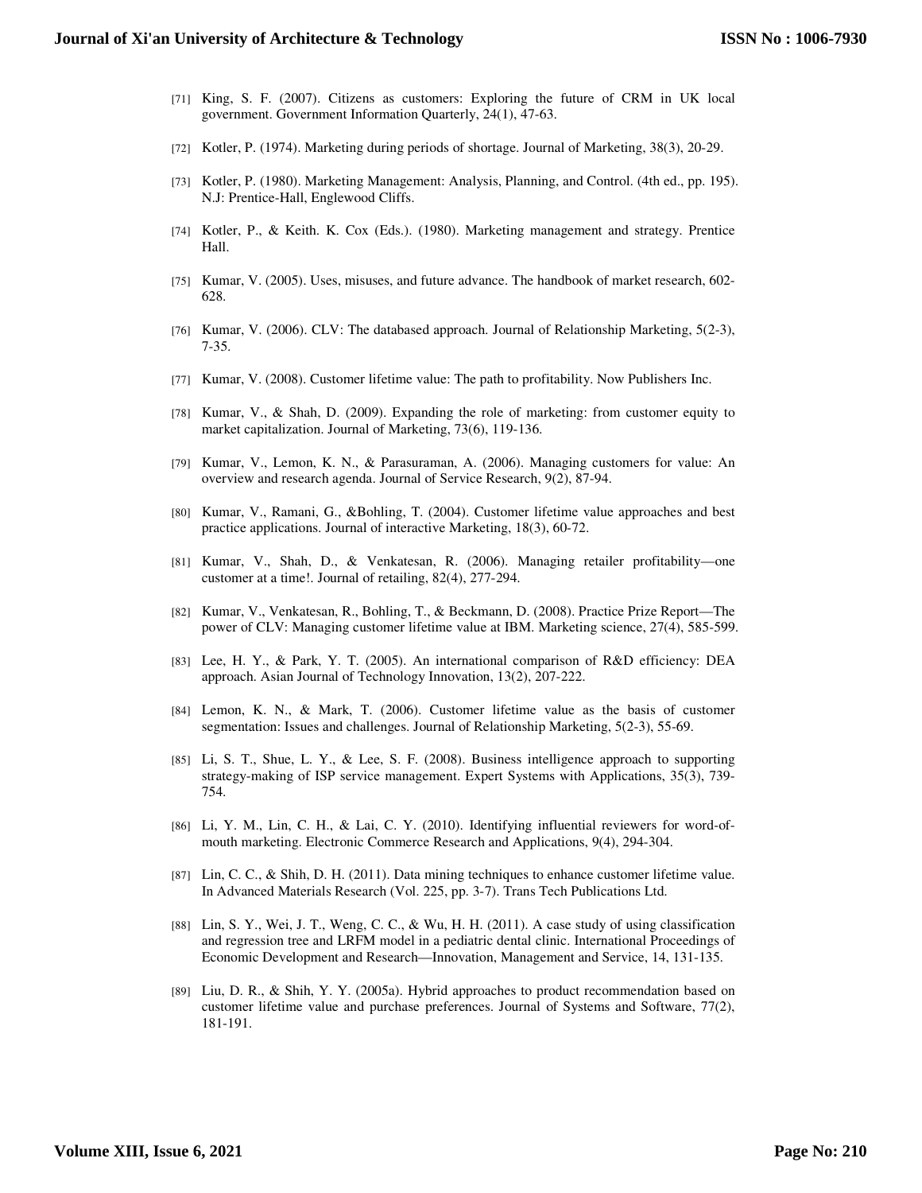[71] King, S. F. (2007). Citizens as customers: Exploring the future of CRM in UK local government. Government Information Quarterly, 24(1), 47-63.

[72] Kotler, P. (1974). Marketing during periods of shortage. Journal of Marketing, 38(3), 20-29.

[73] Kotler, P. (1980). Marketing Management: Analysis, Planning, and Control. (4th ed., pp. 195). N.J: Prentice-Hall, Englewood Cliffs.

[74] Kotler, P., & Keith. K. Cox (Eds.). (1980). Marketing management and strategy. Prentice Hall.

[75] Kumar, V. (2005). Uses, misuses, and future advance. The handbook of market research, 602-628.

[76] Kumar, V. (2006). CLV: The databased approach. Journal of Relationship Marketing, 5(2-3), 7-35.

[77] Kumar, V. (2008). Customer lifetime value: The path to profitability. Now Publishers Inc.

[78] Kumar, V., & Shah, D. (2009). Expanding the role of marketing: from customer equity to market capitalization. Journal of Marketing, 73(6), 119-136.

[79] Kumar, V., Lemon, K. N., & Parasuraman, A. (2006). Managing customers for value: An overview and research agenda. Journal of Service Research, 9(2), 87-94.

[80] Kumar, V., Ramani, G., &Bohling, T. (2004). Customer lifetime value approaches and best practice applications. Journal of interactive Marketing, 18(3), 60-72.

[81] Kumar, V., Shah, D., & Venkatesan, R. (2006). Managing retailer profitability—one customer at a time!. Journal of retailing, 82(4), 277-294.

[82] Kumar, V., Venkatesan, R., Bohling, T., & Beckmann, D. (2008). Practice Prize Report—The power of CLV: Managing customer lifetime value at IBM. Marketing science, 27(4), 585-599.

[83] Lee, H. Y., & Park, Y. T. (2005). An international comparison of R&D efficiency: DEA approach. Asian Journal of Technology Innovation, 13(2), 207-222.

[84] Lemon, K. N., & Mark, T. (2006). Customer lifetime value as the basis of customer segmentation: Issues and challenges. Journal of Relationship Marketing, 5(2-3), 55-69.

[85] Li, S. T., Shue, L. Y., & Lee, S. F. (2008). Business intelligence approach to supporting strategy-making of ISP service management. Expert Systems with Applications, 35(3), 739-754.

[86] Li, Y. M., Lin, C. H., & Lai, C. Y. (2010). Identifying influential reviewers for word-of-mouth marketing. Electronic Commerce Research and Applications, 9(4), 294-304.

[87] Lin, C. C., & Shih, D. H. (2011). Data mining techniques to enhance customer lifetime value. In Advanced Materials Research (Vol. 225, pp. 3-7). Trans Tech Publications Ltd.

[88] Lin, S. Y., Wei, J. T., Weng, C. C., & Wu, H. H. (2011). A case study of using classification and regression tree and LRFM model in a pediatric dental clinic. International Proceedings of Economic Development and Research—Innovation, Management and Service, 14, 131-135.

[89] Liu, D. R., & Shih, Y. Y. (2005a). Hybrid approaches to product recommendation based on customer lifetime value and purchase preferences. Journal of Systems and Software, 77(2), 181-191.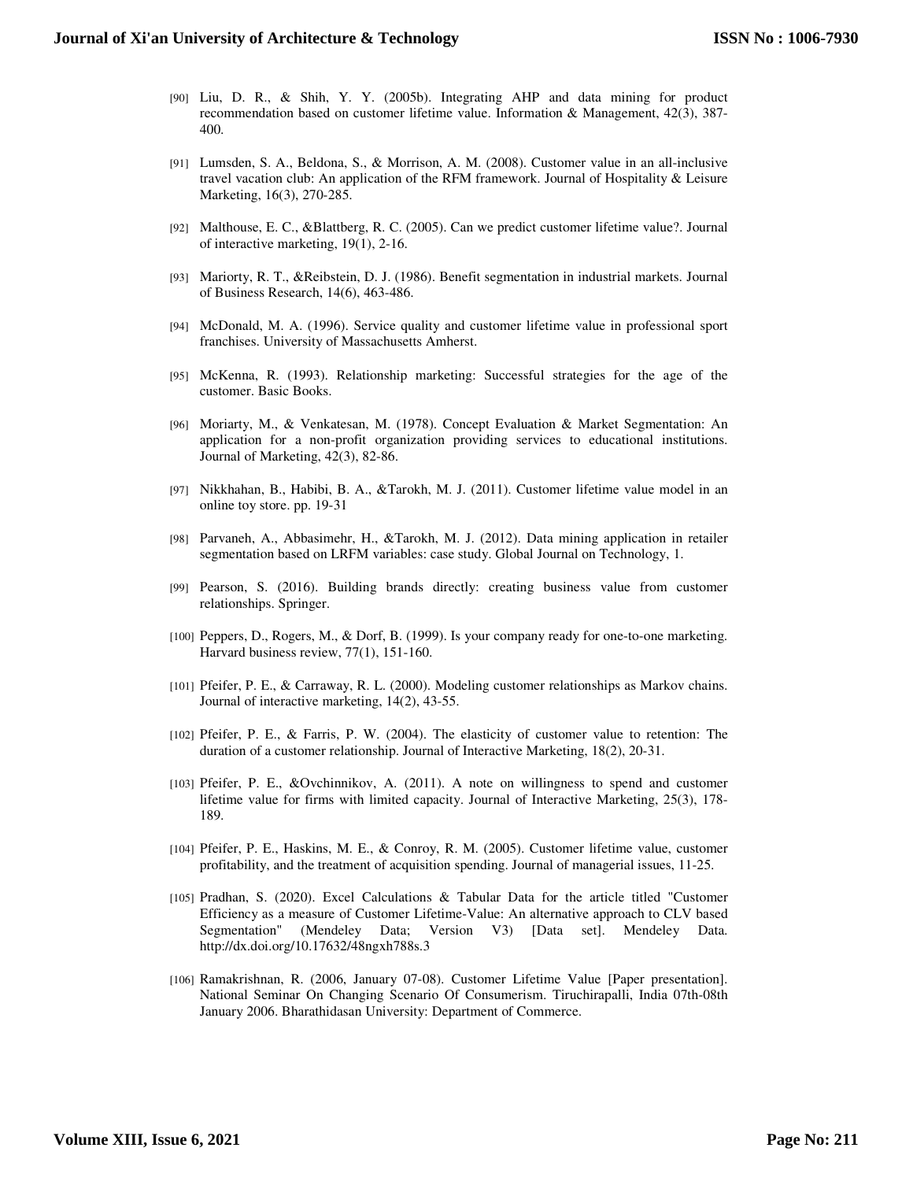[90] Liu, D. R., & Shih, Y. Y. (2005b). Integrating AHP and data mining for product recommendation based on customer lifetime value. Information & Management, 42(3), 387-400.

[91] Lumsden, S. A., Beldona, S., & Morrison, A. M. (2008). Customer value in an all-inclusive travel vacation club: An application of the RFM framework. Journal of Hospitality & Leisure Marketing, 16(3), 270-285.

[92] Malthouse, E. C., &Blattberg, R. C. (2005). Can we predict customer lifetime value?. Journal of interactive marketing, 19(1), 2-16.

[93] Mariorty, R. T., &Reibstein, D. J. (1986). Benefit segmentation in industrial markets. Journal of Business Research, 14(6), 463-486.

[94] McDonald, M. A. (1996). Service quality and customer lifetime value in professional sport franchises. University of Massachusetts Amherst.

[95] McKenna, R. (1993). Relationship marketing: Successful strategies for the age of the customer. Basic Books.

[96] Moriarty, M., & Venkatesan, M. (1978). Concept Evaluation & Market Segmentation: An application for a non-profit organization providing services to educational institutions. Journal of Marketing, 42(3), 82-86.

[97] Nikkhahan, B., Habibi, B. A., &Tarokh, M. J. (2011). Customer lifetime value model in an online toy store. pp. 19-31

[98] Parvaneh, A., Abbasimehr, H., &Tarokh, M. J. (2012). Data mining application in retailer segmentation based on LRFM variables: case study. Global Journal on Technology, 1.

[99] Pearson, S. (2016). Building brands directly: creating business value from customer relationships. Springer.

[100] Peppers, D., Rogers, M., & Dorf, B. (1999). Is your company ready for one-to-one marketing. Harvard business review, 77(1), 151-160.

[101] Pfeifer, P. E., & Carraway, R. L. (2000). Modeling customer relationships as Markov chains. Journal of interactive marketing, 14(2), 43-55.

[102] Pfeifer, P. E., & Farris, P. W. (2004). The elasticity of customer value to retention: The duration of a customer relationship. Journal of Interactive Marketing, 18(2), 20-31.

[103] Pfeifer, P. E., &Ovchinnikov, A. (2011). A note on willingness to spend and customer lifetime value for firms with limited capacity. Journal of Interactive Marketing, 25(3), 178-189.

[104] Pfeifer, P. E., Haskins, M. E., & Conroy, R. M. (2005). Customer lifetime value, customer profitability, and the treatment of acquisition spending. Journal of managerial issues, 11-25.

[105] Pradhan, S. (2020). Excel Calculations & Tabular Data for the article titled "Customer Efficiency as a measure of Customer Lifetime-Value: An alternative approach to CLV based Segmentation" (Mendeley Data; Version V3) [Data set]. Mendeley Data. http://dx.doi.org/10.17632/48ngxh788s.3

[106] Ramakrishnan, R. (2006, January 07-08). Customer Lifetime Value [Paper presentation]. National Seminar On Changing Scenario Of Consumerism. Tiruchirapalli, India 07th-08th January 2006. Bharathidasan University: Department of Commerce.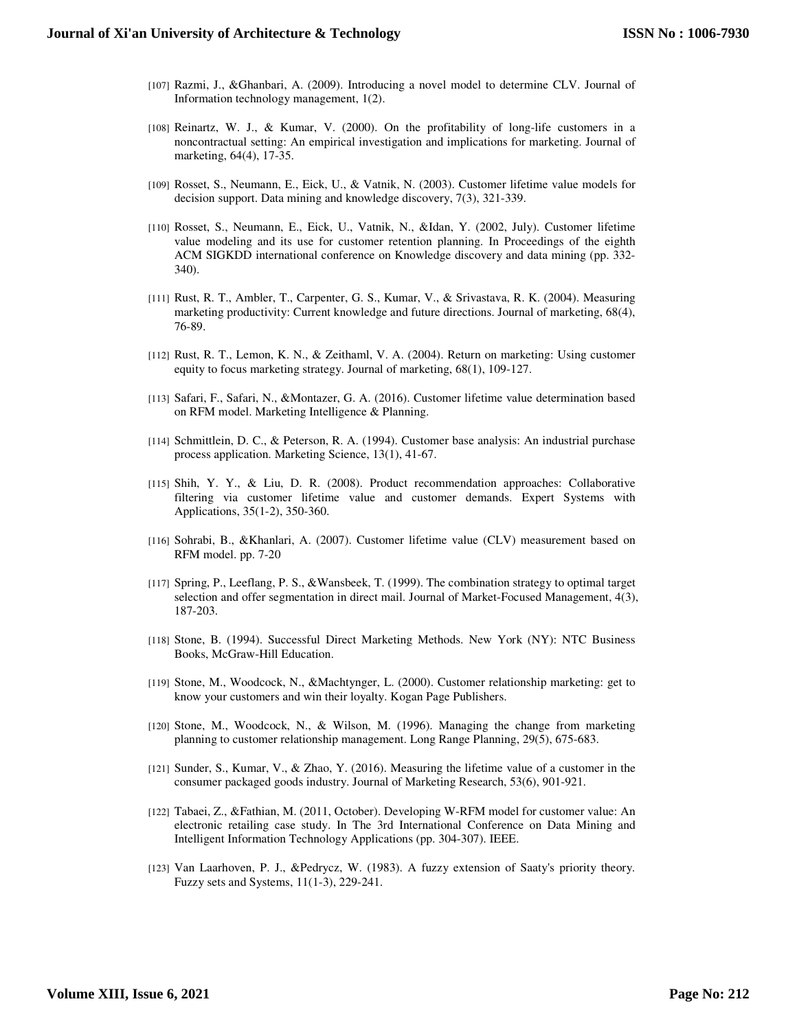[107] Razmi, J., &Ghanbari, A. (2009). Introducing a novel model to determine CLV. Journal of Information technology management, 1(2).

[108] Reinartz, W. J., & Kumar, V. (2000). On the profitability of long-life customers in a noncontractual setting: An empirical investigation and implications for marketing. Journal of marketing, 64(4), 17-35.

[109] Rosset, S., Neumann, E., Eick, U., & Vatnik, N. (2003). Customer lifetime value models for decision support. Data mining and knowledge discovery, 7(3), 321-339.

[110] Rosset, S., Neumann, E., Eick, U., Vatnik, N., &Idan, Y. (2002, July). Customer lifetime value modeling and its use for customer retention planning. In Proceedings of the eighth ACM SIGKDD international conference on Knowledge discovery and data mining (pp. 332-340).

[111] Rust, R. T., Ambler, T., Carpenter, G. S., Kumar, V., & Srivastava, R. K. (2004). Measuring marketing productivity: Current knowledge and future directions. Journal of marketing, 68(4), 76-89.

[112] Rust, R. T., Lemon, K. N., & Zeithaml, V. A. (2004). Return on marketing: Using customer equity to focus marketing strategy. Journal of marketing, 68(1), 109-127.

[113] Safari, F., Safari, N., &Montazer, G. A. (2016). Customer lifetime value determination based on RFM model. Marketing Intelligence & Planning.

[114] Schmittlein, D. C., & Peterson, R. A. (1994). Customer base analysis: An industrial purchase process application. Marketing Science, 13(1), 41-67.

[115] Shih, Y. Y., & Liu, D. R. (2008). Product recommendation approaches: Collaborative filtering via customer lifetime value and customer demands. Expert Systems with Applications, 35(1-2), 350-360.

[116] Sohrabi, B., &Khanlari, A. (2007). Customer lifetime value (CLV) measurement based on RFM model. pp. 7-20

[117] Spring, P., Leeflang, P. S., &Wansbeek, T. (1999). The combination strategy to optimal target selection and offer segmentation in direct mail. Journal of Market-Focused Management, 4(3), 187-203.

[118] Stone, B. (1994). Successful Direct Marketing Methods. New York (NY): NTC Business Books, McGraw-Hill Education.

[119] Stone, M., Woodcock, N., &Machtynger, L. (2000). Customer relationship marketing: get to know your customers and win their loyalty. Kogan Page Publishers.

[120] Stone, M., Woodcock, N., & Wilson, M. (1996). Managing the change from marketing planning to customer relationship management. Long Range Planning, 29(5), 675-683.

[121] Sunder, S., Kumar, V., & Zhao, Y. (2016). Measuring the lifetime value of a customer in the consumer packaged goods industry. Journal of Marketing Research, 53(6), 901-921.

[122] Tabaei, Z., &Fathian, M. (2011, October). Developing W-RFM model for customer value: An electronic retailing case study. In The 3rd International Conference on Data Mining and Intelligent Information Technology Applications (pp. 304-307). IEEE.

[123] Van Laarhoven, P. J., &Pedrycz, W. (1983). A fuzzy extension of Saaty's priority theory. Fuzzy sets and Systems, 11(1-3), 229-241.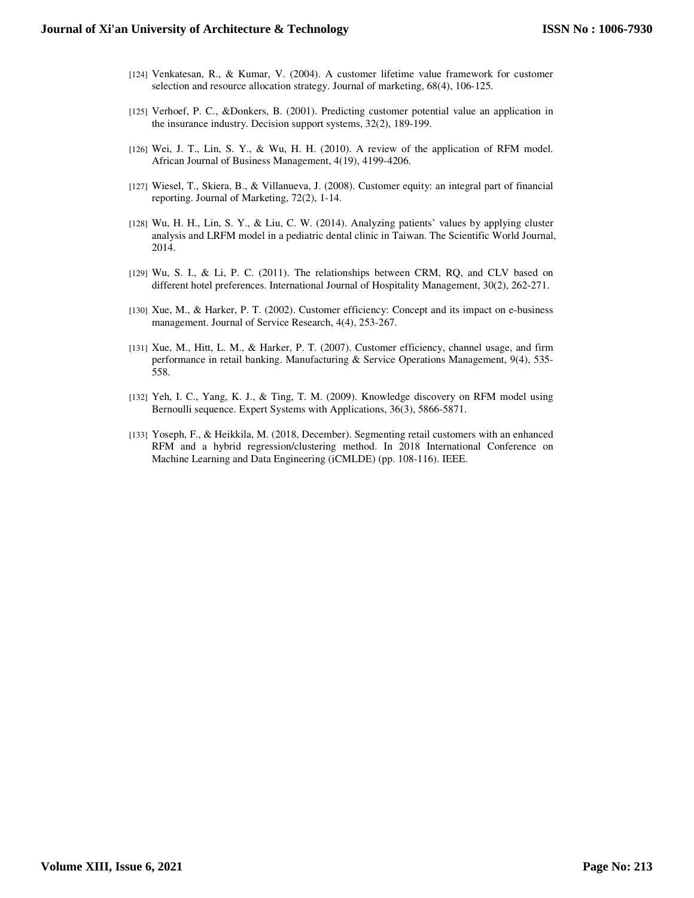[124] Venkatesan, R., & Kumar, V. (2004). A customer lifetime value framework for customer selection and resource allocation strategy. Journal of marketing, 68(4), 106-125.

[125] Verhoef, P. C., &Donkers, B. (2001). Predicting customer potential value an application in the insurance industry. Decision support systems, 32(2), 189-199.

[126] Wei, J. T., Lin, S. Y., & Wu, H. H. (2010). A review of the application of RFM model. African Journal of Business Management, 4(19), 4199-4206.

[127] Wiesel, T., Skiera, B., & Villanueva, J. (2008). Customer equity: an integral part of financial reporting. Journal of Marketing, 72(2), 1-14.

[128] Wu, H. H., Lin, S. Y., & Liu, C. W. (2014). Analyzing patients' values by applying cluster analysis and LRFM model in a pediatric dental clinic in Taiwan. The Scientific World Journal, 2014.

[129] Wu, S. I., & Li, P. C. (2011). The relationships between CRM, RQ, and CLV based on different hotel preferences. International Journal of Hospitality Management, 30(2), 262-271.

[130] Xue, M., & Harker, P. T. (2002). Customer efficiency: Concept and its impact on e-business management. Journal of Service Research, 4(4), 253-267.

[131] Xue, M., Hitt, L. M., & Harker, P. T. (2007). Customer efficiency, channel usage, and firm performance in retail banking. Manufacturing & Service Operations Management, 9(4), 535-558.

[132] Yeh, I. C., Yang, K. J., & Ting, T. M. (2009). Knowledge discovery on RFM model using Bernoulli sequence. Expert Systems with Applications, 36(3), 5866-5871.

[133] Yoseph, F., & Heikkila, M. (2018, December). Segmenting retail customers with an enhanced RFM and a hybrid regression/clustering method. In 2018 International Conference on Machine Learning and Data Engineering (iCMLDE) (pp. 108-116). IEEE.